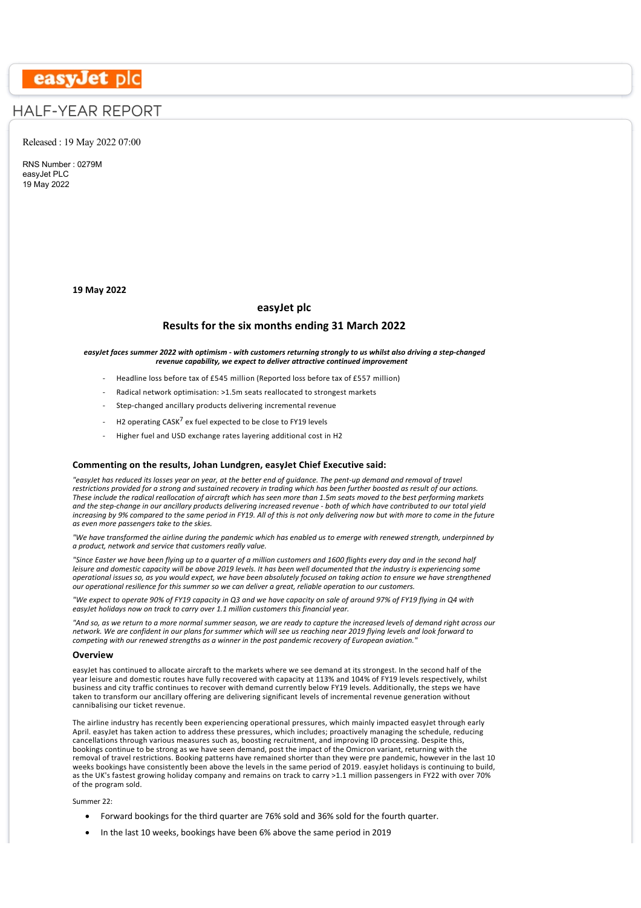# easyJet plc

## HALF-YEAR REPORT

Released : 19 May 2022 07:00

RNS Number : 0279M
easyJet PLC
19 May 2022

**19 May 2022**

**easyJet plc**

**Results for the six months ending 31 March 2022**

***easyJet faces summer 2022 with optimism - with customers returning strongly to us whilst also driving a step-changed revenue capability, we expect to deliver attractive continued improvement***

- Headline loss before tax of £545 million (Reported loss before tax of £557 million)
- Radical network optimisation: >1.5m seats reallocated to strongest markets
- Step-changed ancillary products delivering incremental revenue
- H2 operating CASK[7] ex fuel expected to be close to FY19 levels
- Higher fuel and USD exchange rates layering additional cost in H2

### Commenting on the results, Johan Lundgren, easyJet Chief Executive said:

*"easyJet has reduced its losses year on year, at the better end of guidance. The pent-up demand and removal of travel restrictions provided for a strong and sustained recovery in trading which has been further boosted as result of our actions. These include the radical reallocation of aircraft which has seen more than 1.5m seats moved to the best performing markets and the step-change in our ancillary products delivering increased revenue - both of which have contributed to our total yield increasing by 9% compared to the same period in FY19. All of this is not only delivering now but with more to come in the future as even more passengers take to the skies.*

*"We have transformed the airline during the pandemic which has enabled us to emerge with renewed strength, underpinned by a product, network and service that customers really value.*

*"Since Easter we have been flying up to a quarter of a million customers and 1600 flights every day and in the second half leisure and domestic capacity will be above 2019 levels. It has been well documented that the industry is experiencing some operational issues so, as you would expect, we have been absolutely focused on taking action to ensure we have strengthened our operational resilience for this summer so we can deliver a great, reliable operation to our customers.*

*"We expect to operate 90% of FY19 capacity in Q3 and we have capacity on sale of around 97% of FY19 flying in Q4 with easyJet holidays now on track to carry over 1.1 million customers this financial year.*

*"And so, as we return to a more normal summer season, we are ready to capture the increased levels of demand right across our network. We are confident in our plans for summer which will see us reaching near 2019 flying levels and look forward to competing with our renewed strengths as a winner in the post pandemic recovery of European aviation."*

### Overview

easyJet has continued to allocate aircraft to the markets where we see demand at its strongest. In the second half of the year leisure and domestic routes have fully recovered with capacity at 113% and 104% of FY19 levels respectively, whilst business and city traffic continues to recover with demand currently below FY19 levels. Additionally, the steps we have taken to transform our ancillary offering are delivering significant levels of incremental revenue generation without cannibalising our ticket revenue.

The airline industry has recently been experiencing operational pressures, which mainly impacted easyJet through early April. easyJet has taken action to address these pressures, which includes; proactively managing the schedule, reducing cancellations through various measures such as, boosting recruitment, and improving ID processing. Despite this, bookings continue to be strong as we have seen demand, post the impact of the Omicron variant, returning with the removal of travel restrictions. Booking patterns have remained shorter than they were pre pandemic, however in the last 10 weeks bookings have consistently been above the levels in the same period of 2019. easyJet holidays is continuing to build, as the UK's fastest growing holiday company and remains on track to carry >1.1 million passengers in FY22 with over 70% of the program sold.

Summer 22:

- Forward bookings for the third quarter are 76% sold and 36% sold for the fourth quarter.
- In the last 10 weeks, bookings have been 6% above the same period in 2019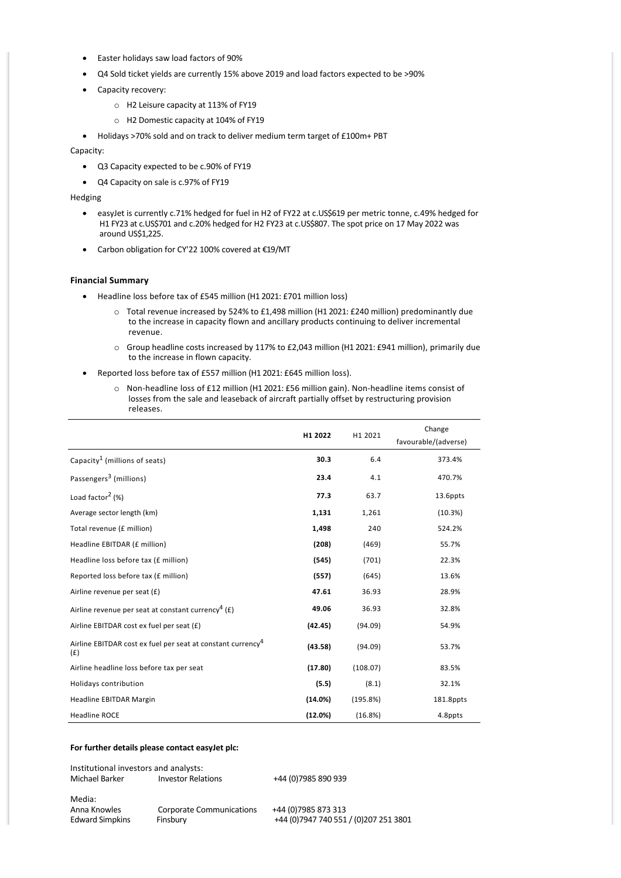- Easter holidays saw load factors of 90%
- Q4 Sold ticket yields are currently 15% above 2019 and load factors expected to be >90%
- Capacity recovery:
    - H2 Leisure capacity at 113% of FY19
    - H2 Domestic capacity at 104% of FY19
- Holidays >70% sold and on track to deliver medium term target of £100m+ PBT

Capacity:

- Q3 Capacity expected to be c.90% of FY19
- Q4 Capacity on sale is c.97% of FY19

Hedging

- easyJet is currently c.71% hedged for fuel in H2 of FY22 at c.US$619 per metric tonne, c.49% hedged for H1 FY23 at c.US$701 and c.20% hedged for H2 FY23 at c.US$807. The spot price on 17 May 2022 was around US$1,225.
- Carbon obligation for CY'22 100% covered at €19/MT

**Financial Summary**

- Headline loss before tax of £545 million (H1 2021: £701 million loss)
    - Total revenue increased by 524% to £1,498 million (H1 2021: £240 million) predominantly due to the increase in capacity flown and ancillary products continuing to deliver incremental revenue.
    - Group headline costs increased by 117% to £2,043 million (H1 2021: £941 million), primarily due to the increase in flown capacity.
- Reported loss before tax of £557 million (H1 2021: £645 million loss).
    - Non-headline loss of £12 million (H1 2021: £56 million gain). Non-headline items consist of losses from the sale and leaseback of aircraft partially offset by restructuring provision releases.

| | H1 2022 | H1 2021 | Change favourable/(adverse) |
|---|---|---|---|
| Capacity[1] (millions of seats) | **30.3** | 6.4 | 373.4% |
| Passengers[3] (millions) | **23.4** | 4.1 | 470.7% |
| Load factor[2] (%) | **77.3** | 63.7 | 13.6ppts |
| Average sector length (km) | **1,131** | 1,261 | (10.3%) |
| Total revenue (£ million) | **1,498** | 240 | 524.2% |
| Headline EBITDAR (£ million) | **(208)** | (469) | 55.7% |
| Headline loss before tax (£ million) | **(545)** | (701) | 22.3% |
| Reported loss before tax (£ million) | **(557)** | (645) | 13.6% |
| Airline revenue per seat (£) | **47.61** | 36.93 | 28.9% |
| Airline revenue per seat at constant currency[4] (£) | **49.06** | 36.93 | 32.8% |
| Airline EBITDAR cost ex fuel per seat (£) | **(42.45)** | (94.09) | 54.9% |
| Airline EBITDAR cost ex fuel per seat at constant currency[4] (£) | **(43.58)** | (94.09) | 53.7% |
| Airline headline loss before tax per seat | **(17.80)** | (108.07) | 83.5% |
| Holidays contribution | **(5.5)** | (8.1) | 32.1% |
| Headline EBITDAR Margin | **(14.0%)** | (195.8%) | 181.8ppts |
| Headline ROCE | **(12.0%)** | (16.8%) | 4.8ppts |

**For further details please contact easyJet plc:**

Institutional investors and analysts:

| | | |
|---|---|---|
| Michael Barker | Investor Relations | +44 (0)7985 890 939 |

Media:

| | | |
|---|---|---|
| Anna Knowles | Corporate Communications | +44 (0)7985 873 313 |
| Edward Simpkins | Finsbury | +44 (0)7947 740 551 / (0)207 251 3801 |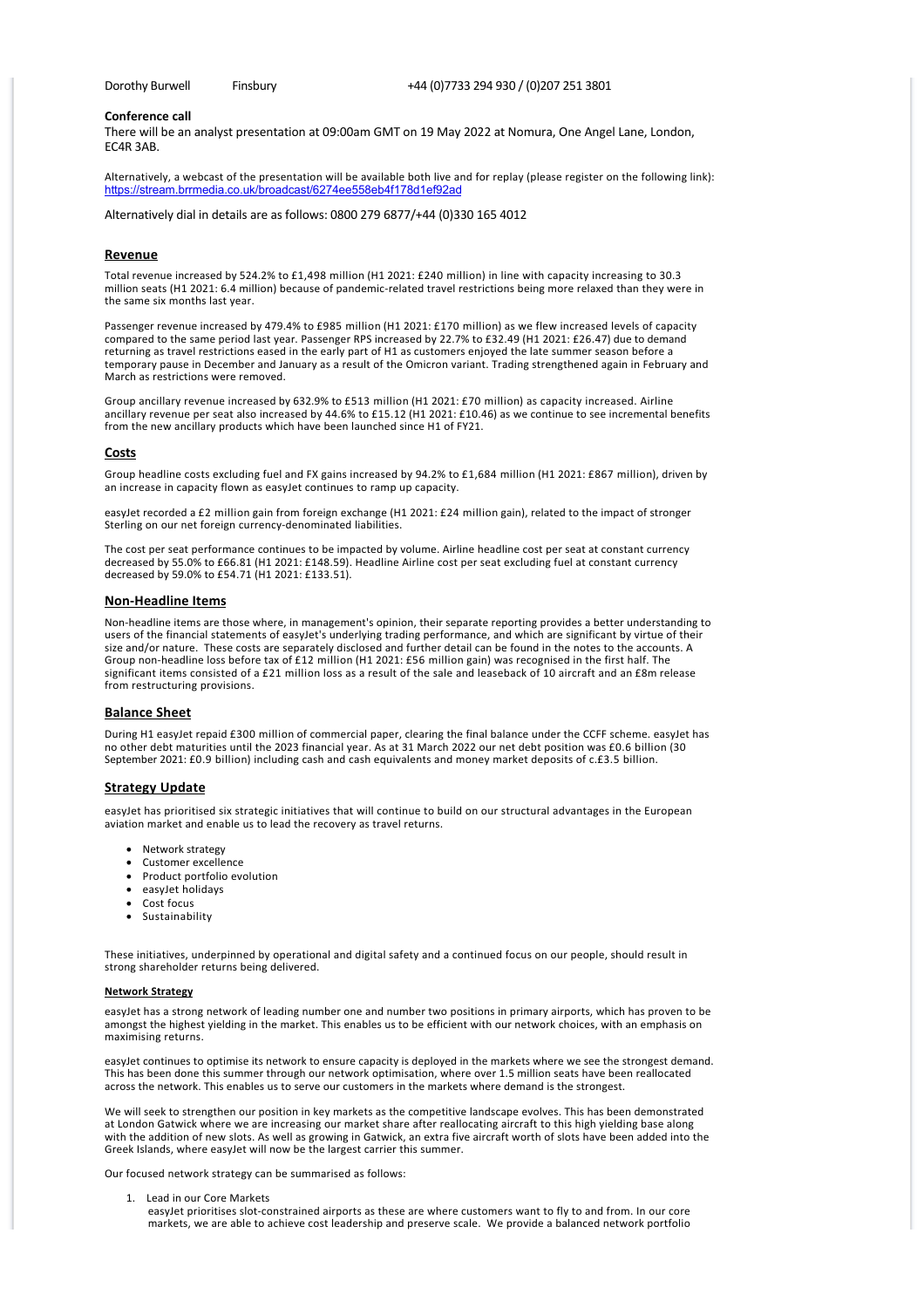Dorothy Burwell Finsbury +44 (0)7733 294 930 / (0)207 251 3801

**Conference call**

There will be an analyst presentation at 09:00am GMT on 19 May 2022 at Nomura, One Angel Lane, London, EC4R 3AB.

Alternatively, a webcast of the presentation will be available both live and for replay (please register on the following link): https://stream.brrmedia.co.uk/broadcast/6274ee558eb4f178d1ef92ad

Alternatively dial in details are as follows: 0800 279 6877/+44 (0)330 165 4012

## Revenue

Total revenue increased by 524.2% to £1,498 million (H1 2021: £240 million) in line with capacity increasing to 30.3 million seats (H1 2021: 6.4 million) because of pandemic-related travel restrictions being more relaxed than they were in the same six months last year.

Passenger revenue increased by 479.4% to £985 million (H1 2021: £170 million) as we flew increased levels of capacity compared to the same period last year. Passenger RPS increased by 22.7% to £32.49 (H1 2021: £26.47) due to demand returning as travel restrictions eased in the early part of H1 as customers enjoyed the late summer season before a temporary pause in December and January as a result of the Omicron variant. Trading strengthened again in February and March as restrictions were removed.

Group ancillary revenue increased by 632.9% to £513 million (H1 2021: £70 million) as capacity increased. Airline ancillary revenue per seat also increased by 44.6% to £15.12 (H1 2021: £10.46) as we continue to see incremental benefits from the new ancillary products which have been launched since H1 of FY21.

## Costs

Group headline costs excluding fuel and FX gains increased by 94.2% to £1,684 million (H1 2021: £867 million), driven by an increase in capacity flown as easyJet continues to ramp up capacity.

easyJet recorded a £2 million gain from foreign exchange (H1 2021: £24 million gain), related to the impact of stronger Sterling on our net foreign currency-denominated liabilities.

The cost per seat performance continues to be impacted by volume. Airline headline cost per seat at constant currency decreased by 55.0% to £66.81 (H1 2021: £148.59). Headline Airline cost per seat excluding fuel at constant currency decreased by 59.0% to £54.71 (H1 2021: £133.51).

## Non-Headline Items

Non-headline items are those where, in management's opinion, their separate reporting provides a better understanding to users of the financial statements of easyJet's underlying trading performance, and which are significant by virtue of their size and/or nature. These costs are separately disclosed and further detail can be found in the notes to the accounts. A Group non-headline loss before tax of £12 million (H1 2021: £56 million gain) was recognised in the first half. The significant items consisted of a £21 million loss as a result of the sale and leaseback of 10 aircraft and an £8m release from restructuring provisions.

## Balance Sheet

During H1 easyJet repaid £300 million of commercial paper, clearing the final balance under the CCFF scheme. easyJet has no other debt maturities until the 2023 financial year. As at 31 March 2022 our net debt position was £0.6 billion (30 September 2021: £0.9 billion) including cash and cash equivalents and money market deposits of c.£3.5 billion.

## Strategy Update

easyJet has prioritised six strategic initiatives that will continue to build on our structural advantages in the European aviation market and enable us to lead the recovery as travel returns.

- Network strategy
- Customer excellence
- Product portfolio evolution
- easyJet holidays
- Cost focus
- Sustainability

These initiatives, underpinned by operational and digital safety and a continued focus on our people, should result in strong shareholder returns being delivered.

### Network Strategy

easyJet has a strong network of leading number one and number two positions in primary airports, which has proven to be amongst the highest yielding in the market. This enables us to be efficient with our network choices, with an emphasis on maximising returns.

easyJet continues to optimise its network to ensure capacity is deployed in the markets where we see the strongest demand. This has been done this summer through our network optimisation, where over 1.5 million seats have been reallocated across the network. This enables us to serve our customers in the markets where demand is the strongest.

We will seek to strengthen our position in key markets as the competitive landscape evolves. This has been demonstrated at London Gatwick where we are increasing our market share after reallocating aircraft to this high yielding base along with the addition of new slots. As well as growing in Gatwick, an extra five aircraft worth of slots have been added into the Greek Islands, where easyJet will now be the largest carrier this summer.

Our focused network strategy can be summarised as follows:

1. Lead in our Core Markets
   easyJet prioritises slot-constrained airports as these are where customers want to fly to and from. In our core markets, we are able to achieve cost leadership and preserve scale. We provide a balanced network portfolio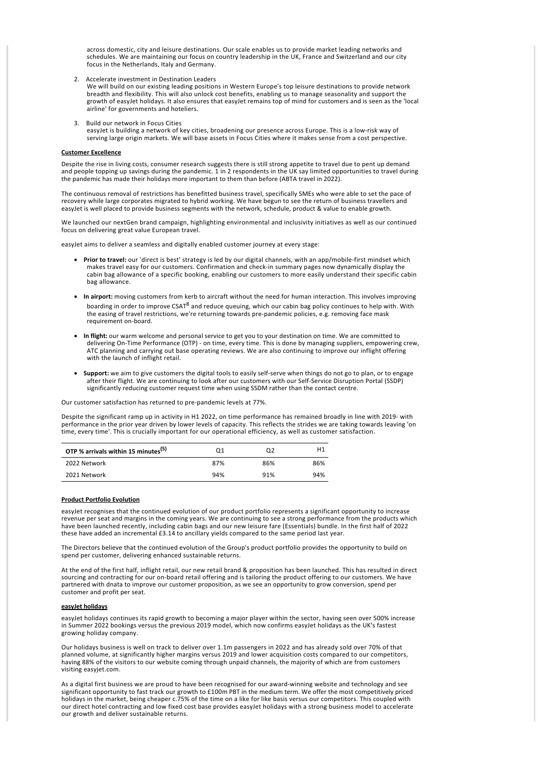across domestic, city and leisure destinations. Our scale enables us to provide market leading networks and schedules. We are maintaining our focus on country leadership in the UK, France and Switzerland and our city focus in the Netherlands, Italy and Germany.

2. Accelerate investment in Destination Leaders
We will build on our existing leading positions in Western Europe's top leisure destinations to provide network breadth and flexibility. This will also unlock cost benefits, enabling us to manage seasonality and support the growth of easyJet holidays. It also ensures that easyJet remains top of mind for customers and is seen as the 'local airline' for governments and hoteliers.

3. Build our network in Focus Cities
easyJet is building a network of key cities, broadening our presence across Europe. This is a low-risk way of serving large origin markets. We will base assets in Focus Cities where it makes sense from a cost perspective.

**Customer Excellence**

Despite the rise in living costs, consumer research suggests there is still strong appetite to travel due to pent up demand and people topping up savings during the pandemic. 1 in 2 respondents in the UK say limited opportunities to travel during the pandemic has made their holidays more important to them than before (ABTA travel in 2022).

The continuous removal of restrictions has benefitted business travel, specifically SMEs who were able to set the pace of recovery while large corporates migrated to hybrid working. We have begun to see the return of business travellers and easyJet is well placed to provide business segments with the network, schedule, product & value to enable growth.

We launched our nextGen brand campaign, highlighting environmental and inclusivity initiatives as well as our continued focus on delivering great value European travel.

easyJet aims to deliver a seamless and digitally enabled customer journey at every stage:

- **Prior to travel:** our 'direct is best' strategy is led by our digital channels, with an app/mobile-first mindset which makes travel easy for our customers. Confirmation and check-in summary pages now dynamically display the cabin bag allowance of a specific booking, enabling our customers to more easily understand their specific cabin bag allowance.
- **In airport:** moving customers from kerb to aircraft without the need for human interaction. This involves improving boarding in order to improve CSAT[8] and reduce queuing, which our cabin bag policy continues to help with. With the easing of travel restrictions, we're returning towards pre-pandemic policies, e.g. removing face mask requirement on-board.
- **In flight:** our warm welcome and personal service to get you to your destination on time. We are committed to delivering On-Time Performance (OTP) - on time, every time. This is done by managing suppliers, empowering crew, ATC planning and carrying out base operating reviews. We are also continuing to improve our inflight offering with the launch of inflight retail.
- **Support:** we aim to give customers the digital tools to easily self-serve when things do not go to plan, or to engage after their flight. We are continuing to look after our customers with our Self-Service Disruption Portal (SSDP) significantly reducing customer request time when using SSDM rather than the contact centre.

Our customer satisfaction has returned to pre-pandemic levels at 77%.

Despite the significant ramp up in activity in H1 2022, on time performance has remained broadly in line with 2019- with performance in the prior year driven by lower levels of capacity. This reflects the strides we are taking towards leaving 'on time, every time'. This is crucially important for our operational efficiency, as well as customer satisfaction.

| OTP % arrivals within 15 minutes[(5)] | Q1 | Q2 | H1 |
|---|---|---|---|
| 2022 Network | 87% | 86% | 86% |
| 2021 Network | 94% | 91% | 94% |

**Product Portfolio Evolution**

easyJet recognises that the continued evolution of our product portfolio represents a significant opportunity to increase revenue per seat and margins in the coming years. We are continuing to see a strong performance from the products which have been launched recently, including cabin bags and our new leisure fare (Essentials) bundle. In the first half of 2022 these have added an incremental £3.14 to ancillary yields compared to the same period last year.

The Directors believe that the continued evolution of the Group's product portfolio provides the opportunity to build on spend per customer, delivering enhanced sustainable returns.

At the end of the first half, inflight retail, our new retail brand & proposition has been launched. This has resulted in direct sourcing and contracting for our on-board retail offering and is tailoring the product offering to our customers. We have partnered with dnata to improve our customer proposition, as we see an opportunity to grow conversion, spend per customer and profit per seat.

**easyJet holidays**

easyJet holidays continues its rapid growth to becoming a major player within the sector, having seen over 500% increase in Summer 2022 bookings versus the previous 2019 model, which now confirms easyJet holidays as the UK's fastest growing holiday company.

Our holidays business is well on track to deliver over 1.1m passengers in 2022 and has already sold over 70% of that planned volume, at significantly higher margins versus 2019 and lower acquisition costs compared to our competitors, having 88% of the visitors to our website coming through unpaid channels, the majority of which are from customers visiting easyjet.com.

As a digital first business we are proud to have been recognised for our award-winning website and technology and see significant opportunity to fast track our growth to £100m PBT in the medium term. We offer the most competitively priced holidays in the market, being cheaper c.75% of the time on a like for like basis versus our competitors. This coupled with our direct hotel contracting and low fixed cost base provides easyJet holidays with a strong business model to accelerate our growth and deliver sustainable returns.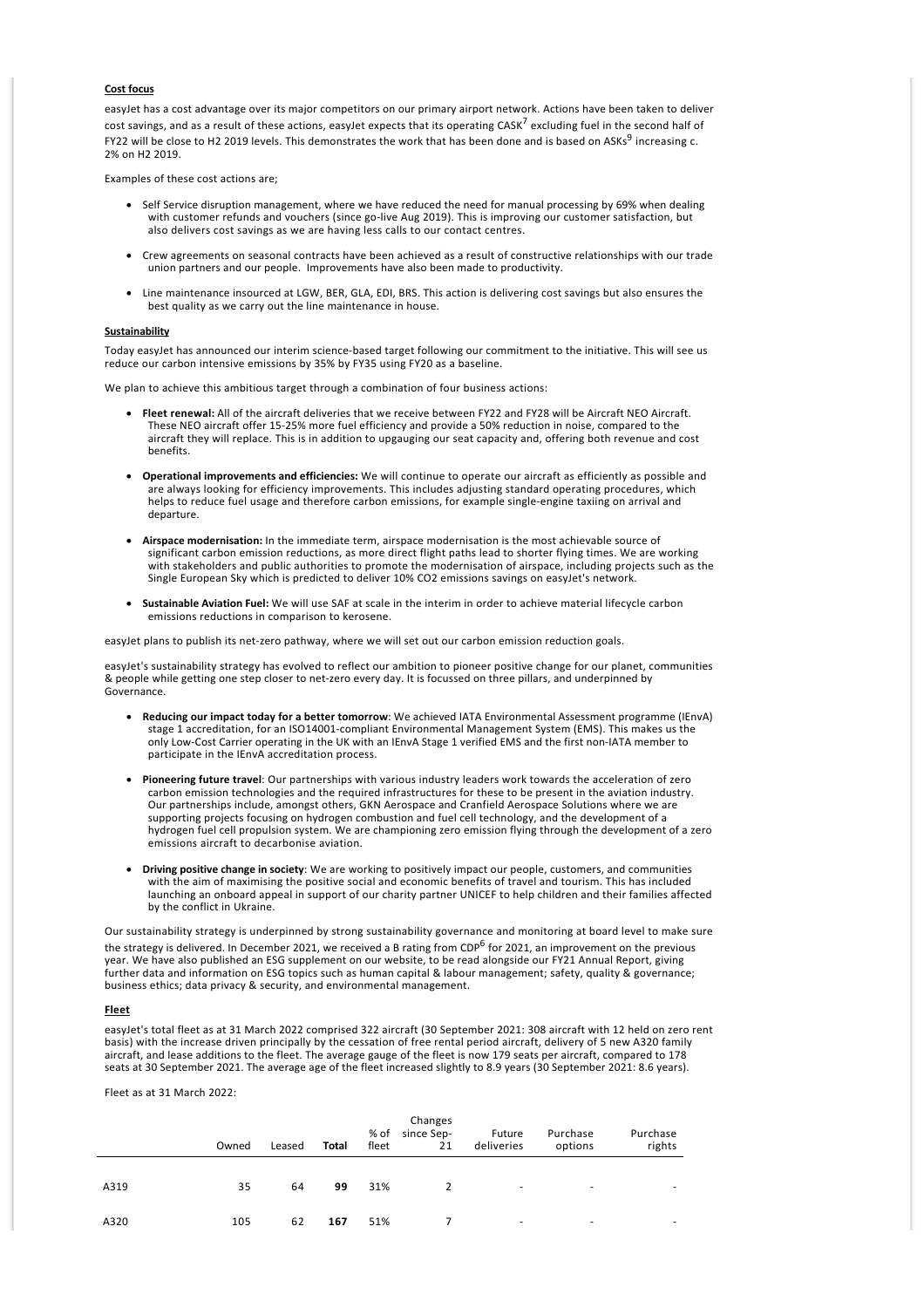**Cost focus**

easyJet has a cost advantage over its major competitors on our primary airport network. Actions have been taken to deliver cost savings, and as a result of these actions, easyJet expects that its operating CASK[7] excluding fuel in the second half of FY22 will be close to H2 2019 levels. This demonstrates the work that has been done and is based on ASKs[9] increasing c. 2% on H2 2019.

Examples of these cost actions are;

- Self Service disruption management, where we have reduced the need for manual processing by 69% when dealing with customer refunds and vouchers (since go-live Aug 2019). This is improving our customer satisfaction, but also delivers cost savings as we are having less calls to our contact centres.
- Crew agreements on seasonal contracts have been achieved as a result of constructive relationships with our trade union partners and our people. Improvements have also been made to productivity.
- Line maintenance insourced at LGW, BER, GLA, EDI, BRS. This action is delivering cost savings but also ensures the best quality as we carry out the line maintenance in house.

**Sustainability**

Today easyJet has announced our interim science-based target following our commitment to the initiative. This will see us reduce our carbon intensive emissions by 35% by FY35 using FY20 as a baseline.

We plan to achieve this ambitious target through a combination of four business actions:

- **Fleet renewal:** All of the aircraft deliveries that we receive between FY22 and FY28 will be Aircraft NEO Aircraft. These NEO aircraft offer 15-25% more fuel efficiency and provide a 50% reduction in noise, compared to the aircraft they will replace. This is in addition to upgauging our seat capacity and, offering both revenue and cost benefits.
- **Operational improvements and efficiencies:** We will continue to operate our aircraft as efficiently as possible and are always looking for efficiency improvements. This includes adjusting standard operating procedures, which helps to reduce fuel usage and therefore carbon emissions, for example single-engine taxiing on arrival and departure.
- **Airspace modernisation:** In the immediate term, airspace modernisation is the most achievable source of significant carbon emission reductions, as more direct flight paths lead to shorter flying times. We are working with stakeholders and public authorities to promote the modernisation of airspace, including projects such as the Single European Sky which is predicted to deliver 10% $CO_2$ emissions savings on easyJet's network.
- **Sustainable Aviation Fuel:** We will use SAF at scale in the interim in order to achieve material lifecycle carbon emissions reductions in comparison to kerosene.

easyJet plans to publish its net-zero pathway, where we will set out our carbon emission reduction goals.

easyJet's sustainability strategy has evolved to reflect our ambition to pioneer positive change for our planet, communities & people while getting one step closer to net-zero every day. It is focussed on three pillars, and underpinned by Governance.

- **Reducing our impact today for a better tomorrow**: We achieved IATA Environmental Assessment programme (IEnvA) stage 1 accreditation, for an ISO14001-compliant Environmental Management System (EMS). This makes us the only Low-Cost Carrier operating in the UK with an IEnvA Stage 1 verified EMS and the first non-IATA member to participate in the IEnvA accreditation process.
- **Pioneering future travel**: Our partnerships with various industry leaders work towards the acceleration of zero carbon emission technologies and the required infrastructures for these to be present in the aviation industry. Our partnerships include, amongst others, GKN Aerospace and Cranfield Aerospace Solutions where we are supporting projects focusing on hydrogen combustion and fuel cell technology, and the development of a hydrogen fuel cell propulsion system. We are championing zero emission flying through the development of a zero emissions aircraft to decarbonise aviation.
- **Driving positive change in society**: We are working to positively impact our people, customers, and communities with the aim of maximising the positive social and economic benefits of travel and tourism. This has included launching an onboard appeal in support of our charity partner UNICEF to help children and their families affected by the conflict in Ukraine.

Our sustainability strategy is underpinned by strong sustainability governance and monitoring at board level to make sure the strategy is delivered. In December 2021, we received a B rating from CDP[6] for 2021, an improvement on the previous year. We have also published an ESG supplement on our website, to be read alongside our FY21 Annual Report, giving further data and information on ESG topics such as human capital & labour management; safety, quality & governance; business ethics; data privacy & security, and environmental management.

**Fleet**

easyJet's total fleet as at 31 March 2022 comprised 322 aircraft (30 September 2021: 308 aircraft with 12 held on zero rent basis) with the increase driven principally by the cessation of free rental period aircraft, delivery of 5 new A320 family aircraft, and lease additions to the fleet. The average gauge of the fleet is now 179 seats per aircraft, compared to 178 seats at 30 September 2021. The average age of the fleet increased slightly to 8.9 years (30 September 2021: 8.6 years).

Fleet as at 31 March 2022:

| | Owned | Leased | **Total** | % of fleet | Changes since Sep-21 | Future deliveries | Purchase options | Purchase rights |
|---|---|---|---|---|---|---|---|---|
| A319 | 35 | 64 | **99** | 31% | 2 | - | - | - |
| A320 | 105 | 62 | **167** | 51% | 7 | - | - | - |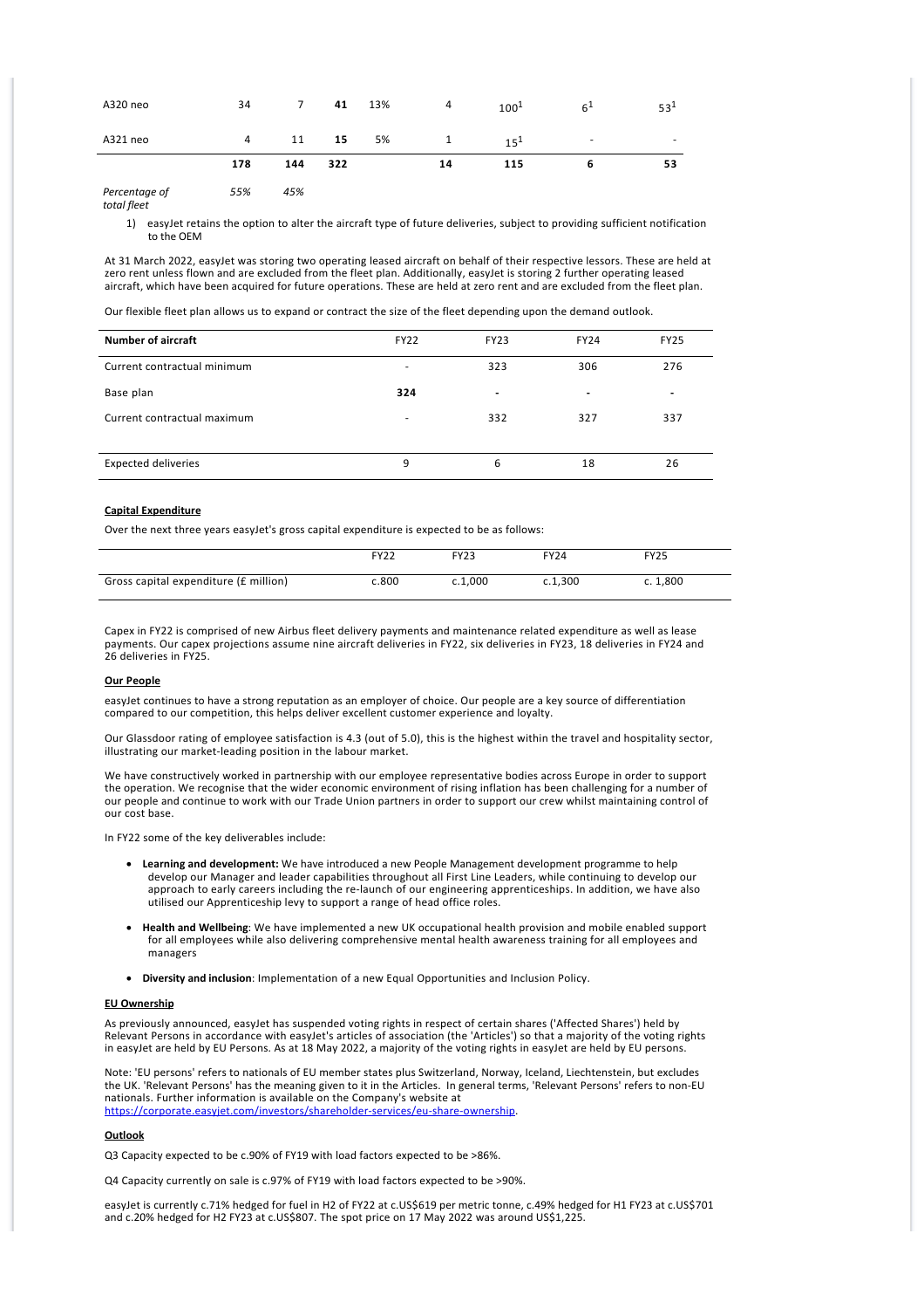| | | | | | | | | |
|---|---|---|---|---|---|---|---|---|
| A320 neo | 34 | 7 | **41** | 13% | 4 | 100[1] | 6[1] | 53[1] |
| A321 neo | 4 | 11 | **15** | 5% | 1 | 15[1] | - | - |
| | **178** | **144** | **322** | | **14** | **115** | **6** | **53** |
| *Percentage of total fleet* | *55%* | *45%* | | | | | | |

1) easyJet retains the option to alter the aircraft type of future deliveries, subject to providing sufficient notification to the OEM

At 31 March 2022, easyJet was storing two operating leased aircraft on behalf of their respective lessors. These are held at zero rent unless flown and are excluded from the fleet plan. Additionally, easyJet is storing 2 further operating leased aircraft, which have been acquired for future operations. These are held at zero rent and are excluded from the fleet plan.

Our flexible fleet plan allows us to expand or contract the size of the fleet depending upon the demand outlook.

| **Number of aircraft** | FY22 | FY23 | FY24 | FY25 |
|---|---|---|---|---|
| Current contractual minimum | - | 323 | 306 | 276 |
| Base plan | **324** | - | - | - |
| Current contractual maximum | - | 332 | 327 | 337 |
| Expected deliveries | 9 | 6 | 18 | 26 |

**Capital Expenditure**

Over the next three years easyJet's gross capital expenditure is expected to be as follows:

| | FY22 | FY23 | FY24 | FY25 |
|---|---|---|---|---|
| Gross capital expenditure (£ million) | c.800 | c.1,000 | c.1,300 | c. 1,800 |

Capex in FY22 is comprised of new Airbus fleet delivery payments and maintenance related expenditure as well as lease payments. Our capex projections assume nine aircraft deliveries in FY22, six deliveries in FY23, 18 deliveries in FY24 and 26 deliveries in FY25.

**Our People**

easyJet continues to have a strong reputation as an employer of choice. Our people are a key source of differentiation compared to our competition, this helps deliver excellent customer experience and loyalty.

Our Glassdoor rating of employee satisfaction is 4.3 (out of 5.0), this is the highest within the travel and hospitality sector, illustrating our market-leading position in the labour market.

We have constructively worked in partnership with our employee representative bodies across Europe in order to support the operation. We recognise that the wider economic environment of rising inflation has been challenging for a number of our people and continue to work with our Trade Union partners in order to support our crew whilst maintaining control of our cost base.

In FY22 some of the key deliverables include:

- **Learning and development:** We have introduced a new People Management development programme to help develop our Manager and leader capabilities throughout all First Line Leaders, while continuing to develop our approach to early careers including the re-launch of our engineering apprenticeships. In addition, we have also utilised our Apprenticeship levy to support a range of head office roles.
- **Health and Wellbeing**: We have implemented a new UK occupational health provision and mobile enabled support for all employees while also delivering comprehensive mental health awareness training for all employees and managers
- **Diversity and inclusion**: Implementation of a new Equal Opportunities and Inclusion Policy.

**EU Ownership**

As previously announced, easyJet has suspended voting rights in respect of certain shares ('Affected Shares') held by Relevant Persons in accordance with easyJet's articles of association (the 'Articles') so that a majority of the voting rights in easyJet are held by EU Persons. As at 18 May 2022, a majority of the voting rights in easyJet are held by EU persons.

Note: 'EU persons' refers to nationals of EU member states plus Switzerland, Norway, Iceland, Liechtenstein, but excludes the UK. 'Relevant Persons' has the meaning given to it in the Articles. In general terms, 'Relevant Persons' refers to non-EU nationals. Further information is available on the Company's website at https://corporate.easyjet.com/investors/shareholder-services/eu-share-ownership.

**Outlook**

Q3 Capacity expected to be c.90% of FY19 with load factors expected to be >86%.

Q4 Capacity currently on sale is c.97% of FY19 with load factors expected to be >90%.

easyJet is currently c.71% hedged for fuel in H2 of FY22 at c.US$619 per metric tonne, c.49% hedged for H1 FY23 at c.US$701 and c.20% hedged for H2 FY23 at c.US$807. The spot price on 17 May 2022 was around US$1,225.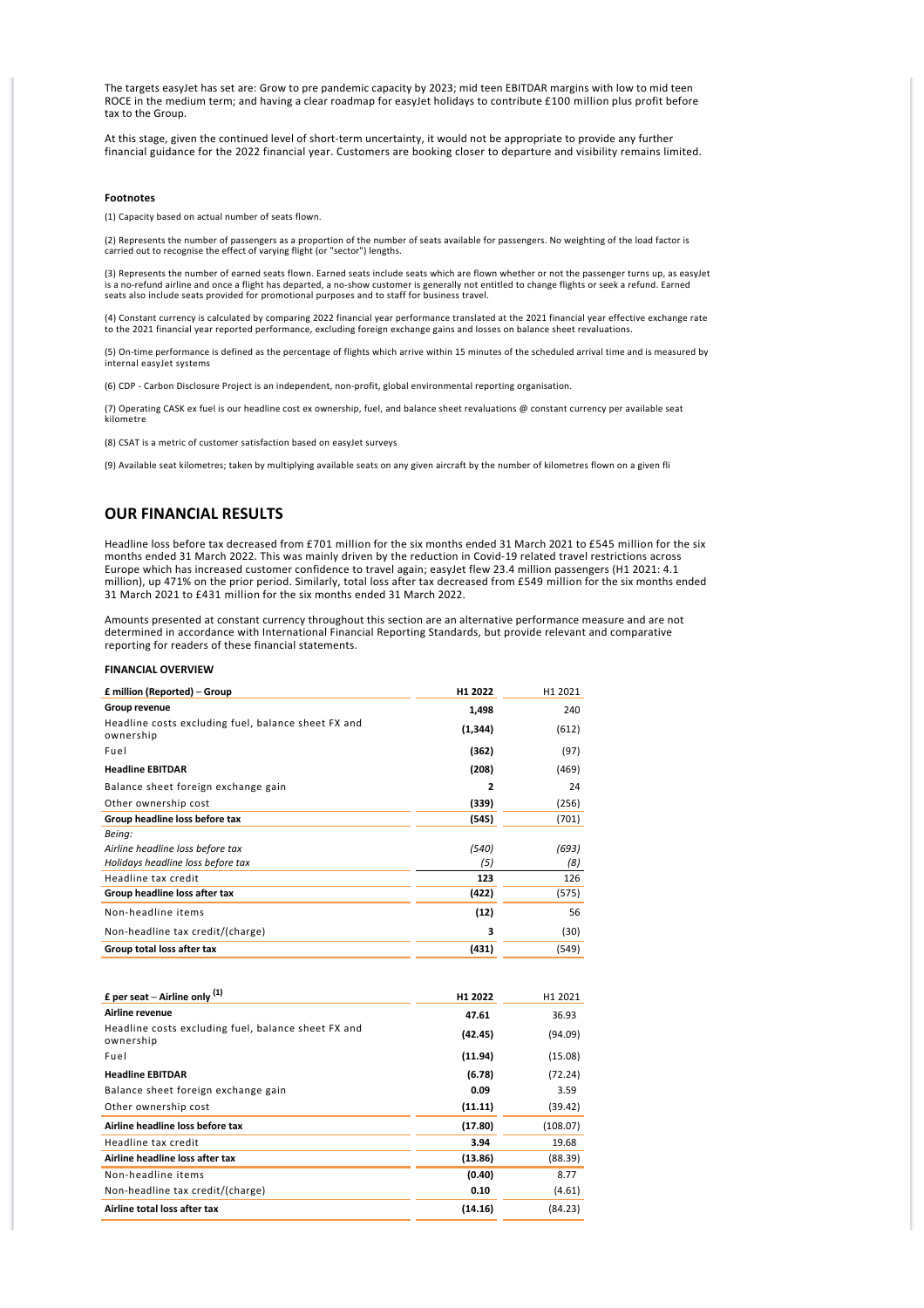The targets easyJet has set are: Grow to pre pandemic capacity by 2023; mid teen EBITDAR margins with low to mid teen ROCE in the medium term; and having a clear roadmap for easyJet holidays to contribute £100 million plus profit before tax to the Group.

At this stage, given the continued level of short-term uncertainty, it would not be appropriate to provide any further financial guidance for the 2022 financial year. Customers are booking closer to departure and visibility remains limited.

**Footnotes**

(1) Capacity based on actual number of seats flown.

(2) Represents the number of passengers as a proportion of the number of seats available for passengers. No weighting of the load factor is carried out to recognise the effect of varying flight (or "sector") lengths.

(3) Represents the number of earned seats flown. Earned seats include seats which are flown whether or not the passenger turns up, as easyJet is a no-refund airline and once a flight has departed, a no-show customer is generally not entitled to change flights or seek a refund. Earned seats also include seats provided for promotional purposes and to staff for business travel.

(4) Constant currency is calculated by comparing 2022 financial year performance translated at the 2021 financial year effective exchange rate to the 2021 financial year reported performance, excluding foreign exchange gains and losses on balance sheet revaluations.

(5) On-time performance is defined as the percentage of flights which arrive within 15 minutes of the scheduled arrival time and is measured by internal easyJet systems

(6) CDP - Carbon Disclosure Project is an independent, non-profit, global environmental reporting organisation.

(7) Operating CASK ex fuel is our headline cost ex ownership, fuel, and balance sheet revaluations @ constant currency per available seat kilometre

(8) CSAT is a metric of customer satisfaction based on easyJet surveys

(9) Available seat kilometres; taken by multiplying available seats on any given aircraft by the number of kilometres flown on a given fli

## OUR FINANCIAL RESULTS

Headline loss before tax decreased from £701 million for the six months ended 31 March 2021 to £545 million for the six months ended 31 March 2022. This was mainly driven by the reduction in Covid-19 related travel restrictions across Europe which has increased customer confidence to travel again; easyJet flew 23.4 million passengers (H1 2021: 4.1 million), up 471% on the prior period. Similarly, total loss after tax decreased from £549 million for the six months ended 31 March 2021 to £431 million for the six months ended 31 March 2022.

Amounts presented at constant currency throughout this section are an alternative performance measure and are not determined in accordance with International Financial Reporting Standards, but provide relevant and comparative reporting for readers of these financial statements.

**FINANCIAL OVERVIEW**

| £ million (Reported) – Group | H1 2022 | H1 2021 |
|---|---|---|
| **Group revenue** | **1,498** | 240 |
| Headline costs excluding fuel, balance sheet FX and ownership | **(1,344)** | (612) |
| Fuel | **(362)** | (97) |
| **Headline EBITDAR** | **(208)** | (469) |
| Balance sheet foreign exchange gain | **2** | 24 |
| Other ownership cost | **(339)** | (256) |
| **Group headline loss before tax** | **(545)** | (701) |
| *Being:* | | |
| *Airline headline loss before tax* | *(540)* | *(693)* |
| *Holidays headline loss before tax* | *(5)* | *(8)* |
| Headline tax credit | **123** | 126 |
| **Group headline loss after tax** | **(422)** | (575) |
| Non-headline items | **(12)** | 56 |
| Non-headline tax credit/(charge) | **3** | (30) |
| **Group total loss after tax** | **(431)** | (549) |

| £ per seat – Airline only [1] | H1 2022 | H1 2021 |
|---|---|---|
| **Airline revenue** | **47.61** | 36.93 |
| Headline costs excluding fuel, balance sheet FX and ownership | **(42.45)** | (94.09) |
| Fuel | **(11.94)** | (15.08) |
| **Headline EBITDAR** | **(6.78)** | (72.24) |
| Balance sheet foreign exchange gain | **0.09** | 3.59 |
| Other ownership cost | **(11.11)** | (39.42) |
| **Airline headline loss before tax** | **(17.80)** | (108.07) |
| Headline tax credit | **3.94** | 19.68 |
| **Airline headline loss after tax** | **(13.86)** | (88.39) |
| Non-headline items | **(0.40)** | 8.77 |
| Non-headline tax credit/(charge) | **0.10** | (4.61) |
| **Airline total loss after tax** | **(14.16)** | (84.23) |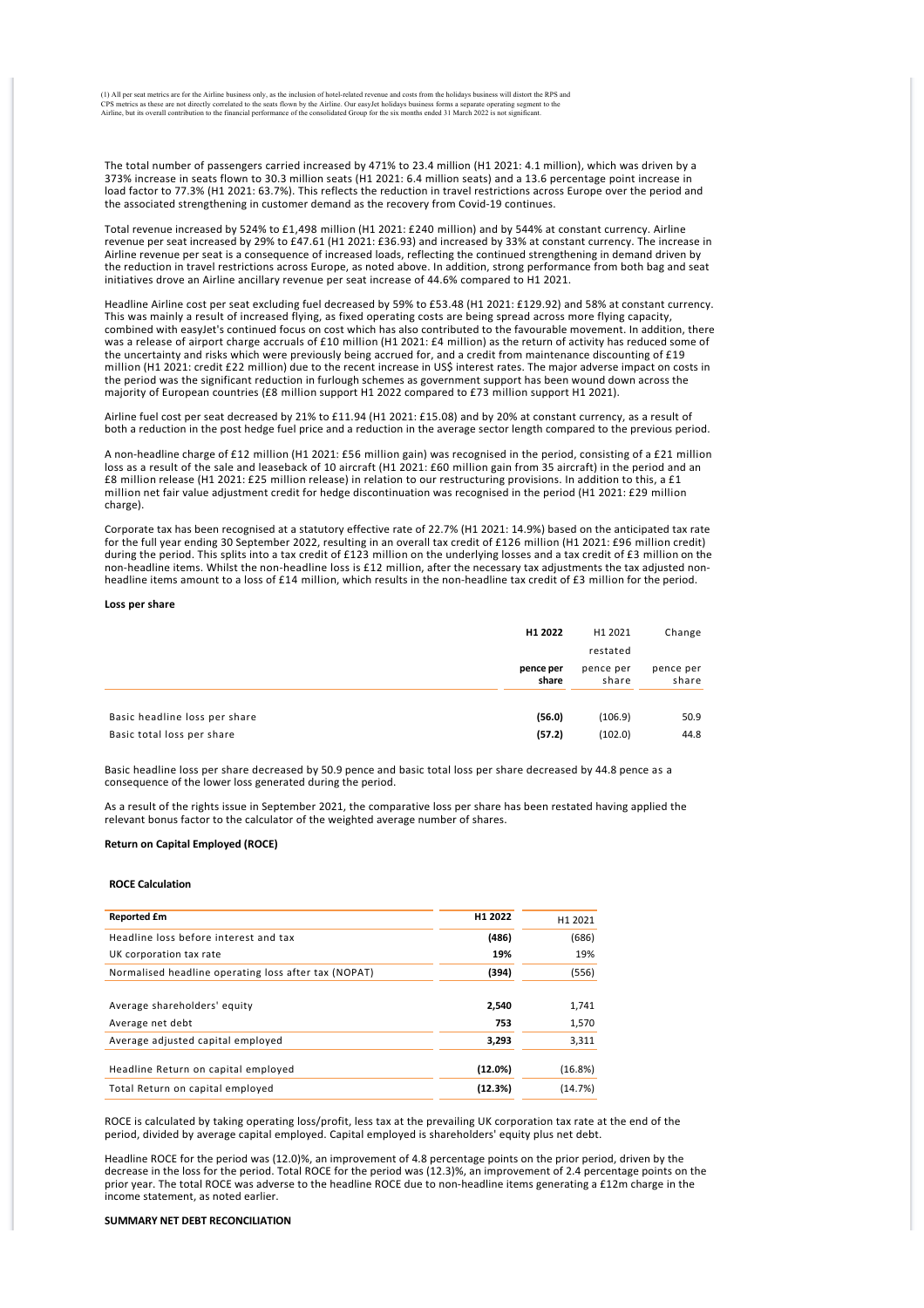(1) All per seat metrics are for the Airline business only, as the inclusion of hotel-related revenue and costs from the holidays business will distort the RPS and CPS metrics as these are not directly correlated to the seats flown by the Airline. Our easyJet holidays business forms a separate operating segment to the Airline, but its overall contribution to the financial performance of the consolidated Group for the six months ended 31 March 2022 is not significant.

The total number of passengers carried increased by 471% to 23.4 million (H1 2021: 4.1 million), which was driven by a 373% increase in seats flown to 30.3 million seats (H1 2021: 6.4 million seats) and a 13.6 percentage point increase in load factor to 77.3% (H1 2021: 63.7%). This reflects the reduction in travel restrictions across Europe over the period and the associated strengthening in customer demand as the recovery from Covid-19 continues.

Total revenue increased by 524% to £1,498 million (H1 2021: £240 million) and by 544% at constant currency. Airline revenue per seat increased by 29% to £47.61 (H1 2021: £36.93) and increased by 33% at constant currency. The increase in Airline revenue per seat is a consequence of increased loads, reflecting the continued strengthening in demand driven by the reduction in travel restrictions across Europe, as noted above. In addition, strong performance from both bag and seat initiatives drove an Airline ancillary revenue per seat increase of 44.6% compared to H1 2021.

Headline Airline cost per seat excluding fuel decreased by 59% to £53.48 (H1 2021: £129.92) and 58% at constant currency. This was mainly a result of increased flying, as fixed operating costs are being spread across more flying capacity, combined with easyJet's continued focus on cost which has also contributed to the favourable movement. In addition, there was a release of airport charge accruals of £10 million (H1 2021: £4 million) as the return of activity has reduced some of the uncertainty and risks which were previously being accrued for, and a credit from maintenance discounting of £19 million (H1 2021: credit £22 million) due to the recent increase in US$ interest rates. The major adverse impact on costs in the period was the significant reduction in furlough schemes as government support has been wound down across the majority of European countries (£8 million support H1 2022 compared to £73 million support H1 2021).

Airline fuel cost per seat decreased by 21% to £11.94 (H1 2021: £15.08) and by 20% at constant currency, as a result of both a reduction in the post hedge fuel price and a reduction in the average sector length compared to the previous period.

A non-headline charge of £12 million (H1 2021: £56 million gain) was recognised in the period, consisting of a £21 million loss as a result of the sale and leaseback of 10 aircraft (H1 2021: £60 million gain from 35 aircraft) in the period and an £8 million release (H1 2021: £25 million release) in relation to our restructuring provisions. In addition to this, a £1 million net fair value adjustment credit for hedge discontinuation was recognised in the period (H1 2021: £29 million charge).

Corporate tax has been recognised at a statutory effective rate of 22.7% (H1 2021: 14.9%) based on the anticipated tax rate for the full year ending 30 September 2022, resulting in an overall tax credit of £126 million (H1 2021: £96 million credit) during the period. This splits into a tax credit of £123 million on the underlying losses and a tax credit of £3 million on the non-headline items. Whilst the non-headline loss is £12 million, after the necessary tax adjustments the tax adjusted non-headline items amount to a loss of £14 million, which results in the non-headline tax credit of £3 million for the period.

**Loss per share**

| | **H1 2022** | H1 2021 restated | Change |
|---|---|---|---|
| | **pence per share** | pence per share | pence per share |
| Basic headline loss per share | **(56.0)** | (106.9) | 50.9 |
| Basic total loss per share | **(57.2)** | (102.0) | 44.8 |

Basic headline loss per share decreased by 50.9 pence and basic total loss per share decreased by 44.8 pence as a consequence of the lower loss generated during the period.

As a result of the rights issue in September 2021, the comparative loss per share has been restated having applied the relevant bonus factor to the calculator of the weighted average number of shares.

**Return on Capital Employed (ROCE)**

**ROCE Calculation**

| **Reported £m** | **H1 2022** | H1 2021 |
|---|---|---|
| Headline loss before interest and tax | **(486)** | (686) |
| UK corporation tax rate | **19%** | 19% |
| Normalised headline operating loss after tax (NOPAT) | **(394)** | (556) |
| | | |
| Average shareholders' equity | **2,540** | 1,741 |
| Average net debt | **753** | 1,570 |
| Average adjusted capital employed | **3,293** | 3,311 |
| | | |
| Headline Return on capital employed | **(12.0%)** | (16.8%) |
| Total Return on capital employed | **(12.3%)** | (14.7%) |

ROCE is calculated by taking operating loss/profit, less tax at the prevailing UK corporation tax rate at the end of the period, divided by average capital employed. Capital employed is shareholders' equity plus net debt.

Headline ROCE for the period was (12.0)%, an improvement of 4.8 percentage points on the prior period, driven by the decrease in the loss for the period. Total ROCE for the period was (12.3)%, an improvement of 2.4 percentage points on the prior year. The total ROCE was adverse to the headline ROCE due to non-headline items generating a £12m charge in the income statement, as noted earlier.

**SUMMARY NET DEBT RECONCILIATION**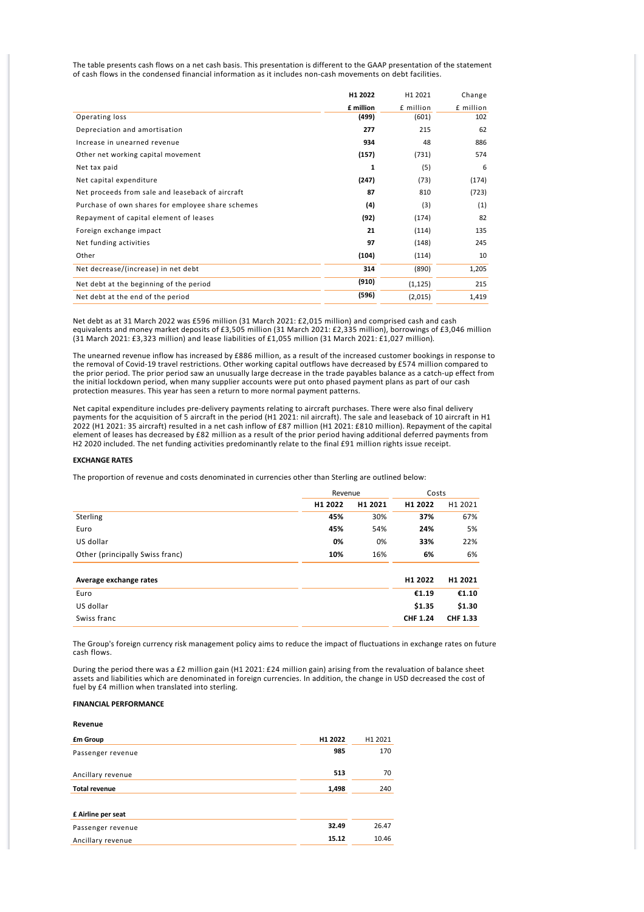The table presents cash flows on a net cash basis. This presentation is different to the GAAP presentation of the statement of cash flows in the condensed financial information as it includes non-cash movements on debt facilities.

| | H1 2022 | H1 2021 | Change |
|---|---|---|---|
| | £ million | £ million | £ million |
| Operating loss | (499) | (601) | 102 |
| Depreciation and amortisation | 277 | 215 | 62 |
| Increase in unearned revenue | 934 | 48 | 886 |
| Other net working capital movement | (157) | (731) | 574 |
| Net tax paid | 1 | (5) | 6 |
| Net capital expenditure | (247) | (73) | (174) |
| Net proceeds from sale and leaseback of aircraft | 87 | 810 | (723) |
| Purchase of own shares for employee share schemes | (4) | (3) | (1) |
| Repayment of capital element of leases | (92) | (174) | 82 |
| Foreign exchange impact | 21 | (114) | 135 |
| Net funding activities | 97 | (148) | 245 |
| Other | (104) | (114) | 10 |
| Net decrease/(increase) in net debt | 314 | (890) | 1,205 |
| Net debt at the beginning of the period | (910) | (1,125) | 215 |
| Net debt at the end of the period | (596) | (2,015) | 1,419 |

Net debt as at 31 March 2022 was £596 million (31 March 2021: £2,015 million) and comprised cash and cash equivalents and money market deposits of £3,505 million (31 March 2021: £2,335 million), borrowings of £3,046 million (31 March 2021: £3,323 million) and lease liabilities of £1,055 million (31 March 2021: £1,027 million).

The unearned revenue inflow has increased by £886 million, as a result of the increased customer bookings in response to the removal of Covid-19 travel restrictions. Other working capital outflows have decreased by £574 million compared to the prior period. The prior period saw an unusually large decrease in the trade payables balance as a catch-up effect from the initial lockdown period, when many supplier accounts were put onto phased payment plans as part of our cash protection measures. This year has seen a return to more normal payment patterns.

Net capital expenditure includes pre-delivery payments relating to aircraft purchases. There were also final delivery payments for the acquisition of 5 aircraft in the period (H1 2021: nil aircraft). The sale and leaseback of 10 aircraft in H1 2022 (H1 2021: 35 aircraft) resulted in a net cash inflow of £87 million (H1 2021: £810 million). Repayment of the capital element of leases has decreased by £82 million as a result of the prior period having additional deferred payments from H2 2020 included. The net funding activities predominantly relate to the final £91 million rights issue receipt.

**EXCHANGE RATES**

The proportion of revenue and costs denominated in currencies other than Sterling are outlined below:

| | Revenue | | Costs | |
|---|---|---|---|---|
| | H1 2022 | H1 2021 | H1 2022 | H1 2021 |
| Sterling | 45% | 30% | 37% | 67% |
| Euro | 45% | 54% | 24% | 5% |
| US dollar | 0% | 0% | 33% | 22% |
| Other (principally Swiss franc) | 10% | 16% | 6% | 6% |

| Average exchange rates | H1 2022 | H1 2021 |
|---|---|---|
| Euro | €1.19 | €1.10 |
| US dollar | $1.35 | $1.30 |
| Swiss franc | CHF 1.24 | CHF 1.33 |

The Group's foreign currency risk management policy aims to reduce the impact of fluctuations in exchange rates on future cash flows.

During the period there was a £2 million gain (H1 2021: £24 million gain) arising from the revaluation of balance sheet assets and liabilities which are denominated in foreign currencies. In addition, the change in USD decreased the cost of fuel by £4 million when translated into sterling.

**FINANCIAL PERFORMANCE**

**Revenue**

| £m Group | H1 2022 | H1 2021 |
|---|---|---|
| Passenger revenue | 985 | 170 |
| Ancillary revenue | 513 | 70 |
| **Total revenue** | 1,498 | 240 |

| £ Airline per seat | H1 2022 | H1 2021 |
|---|---|---|
| Passenger revenue | 32.49 | 26.47 |
| Ancillary revenue | 15.12 | 10.46 |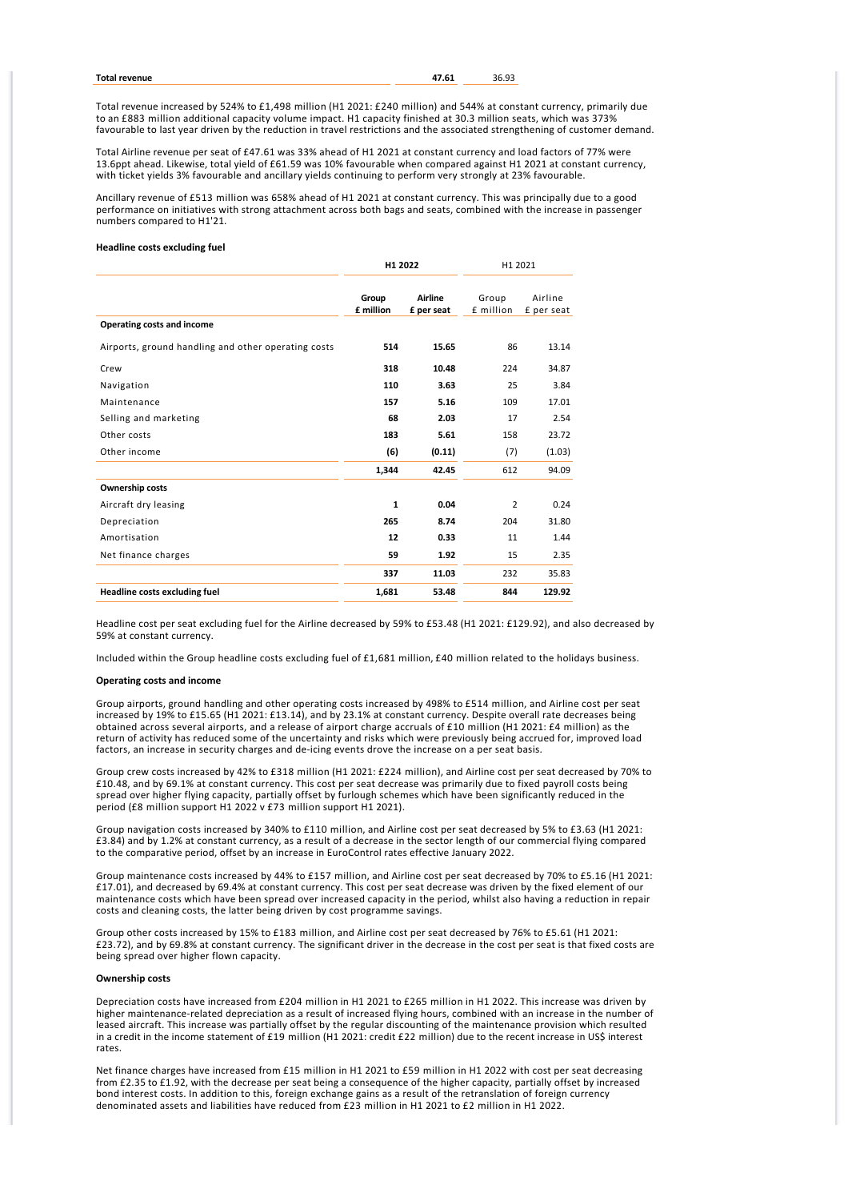| Total revenue | 47.61 | 36.93 |
|---|---|---|

Total revenue increased by 524% to £1,498 million (H1 2021: £240 million) and 544% at constant currency, primarily due to an £883 million additional capacity volume impact. H1 capacity finished at 30.3 million seats, which was 373% favourable to last year driven by the reduction in travel restrictions and the associated strengthening of customer demand.

Total Airline revenue per seat of £47.61 was 33% ahead of H1 2021 at constant currency and load factors of 77% were 13.6ppt ahead. Likewise, total yield of £61.59 was 10% favourable when compared against H1 2021 at constant currency, with ticket yields 3% favourable and ancillary yields continuing to perform very strongly at 23% favourable.

Ancillary revenue of £513 million was 658% ahead of H1 2021 at constant currency. This was principally due to a good performance on initiatives with strong attachment across both bags and seats, combined with the increase in passenger numbers compared to H1'21.

**Headline costs excluding fuel**

| | H1 2022 | | H1 2021 | |
|---|---|---|---|---|
| | Group £ million | Airline £ per seat | Group £ million | Airline £ per seat |
| **Operating costs and income** | | | | |
| Airports, ground handling and other operating costs | 514 | 15.65 | 86 | 13.14 |
| Crew | 318 | 10.48 | 224 | 34.87 |
| Navigation | 110 | 3.63 | 25 | 3.84 |
| Maintenance | 157 | 5.16 | 109 | 17.01 |
| Selling and marketing | 68 | 2.03 | 17 | 2.54 |
| Other costs | 183 | 5.61 | 158 | 23.72 |
| Other income | (6) | (0.11) | (7) | (1.03) |
| | 1,344 | 42.45 | 612 | 94.09 |
| **Ownership costs** | | | | |
| Aircraft dry leasing | 1 | 0.04 | 2 | 0.24 |
| Depreciation | 265 | 8.74 | 204 | 31.80 |
| Amortisation | 12 | 0.33 | 11 | 1.44 |
| Net finance charges | 59 | 1.92 | 15 | 2.35 |
| | 337 | 11.03 | 232 | 35.83 |
| **Headline costs excluding fuel** | **1,681** | **53.48** | **844** | **129.92** |

Headline cost per seat excluding fuel for the Airline decreased by 59% to £53.48 (H1 2021: £129.92), and also decreased by 59% at constant currency.

Included within the Group headline costs excluding fuel of £1,681 million, £40 million related to the holidays business.

**Operating costs and income**

Group airports, ground handling and other operating costs increased by 498% to £514 million, and Airline cost per seat increased by 19% to £15.65 (H1 2021: £13.14), and by 23.1% at constant currency. Despite overall rate decreases being obtained across several airports, and a release of airport charge accruals of £10 million (H1 2021: £4 million) as the return of activity has reduced some of the uncertainty and risks which were previously being accrued for, improved load factors, an increase in security charges and de-icing events drove the increase on a per seat basis.

Group crew costs increased by 42% to £318 million (H1 2021: £224 million), and Airline cost per seat decreased by 70% to £10.48, and by 69.1% at constant currency. This cost per seat decrease was primarily due to fixed payroll costs being spread over higher flying capacity, partially offset by furlough schemes which have been significantly reduced in the period (£8 million support H1 2022 v £73 million support H1 2021).

Group navigation costs increased by 340% to £110 million, and Airline cost per seat decreased by 5% to £3.63 (H1 2021: £3.84) and by 1.2% at constant currency, as a result of a decrease in the sector length of our commercial flying compared to the comparative period, offset by an increase in EuroControl rates effective January 2022.

Group maintenance costs increased by 44% to £157 million, and Airline cost per seat decreased by 70% to £5.16 (H1 2021: £17.01), and decreased by 69.4% at constant currency. This cost per seat decrease was driven by the fixed element of our maintenance costs which have been spread over increased capacity in the period, whilst also having a reduction in repair costs and cleaning costs, the latter being driven by cost programme savings.

Group other costs increased by 15% to £183 million, and Airline cost per seat decreased by 76% to £5.61 (H1 2021: £23.72), and by 69.8% at constant currency. The significant driver in the decrease in the cost per seat is that fixed costs are being spread over higher flown capacity.

**Ownership costs**

Depreciation costs have increased from £204 million in H1 2021 to £265 million in H1 2022. This increase was driven by higher maintenance-related depreciation as a result of increased flying hours, combined with an increase in the number of leased aircraft. This increase was partially offset by the regular discounting of the maintenance provision which resulted in a credit in the income statement of £19 million (H1 2021: credit £22 million) due to the recent increase in US$ interest rates.

Net finance charges have increased from £15 million in H1 2021 to £59 million in H1 2022 with cost per seat decreasing from £2.35 to £1.92, with the decrease per seat being a consequence of the higher capacity, partially offset by increased bond interest costs. In addition to this, foreign exchange gains as a result of the retranslation of foreign currency denominated assets and liabilities have reduced from £23 million in H1 2021 to £2 million in H1 2022.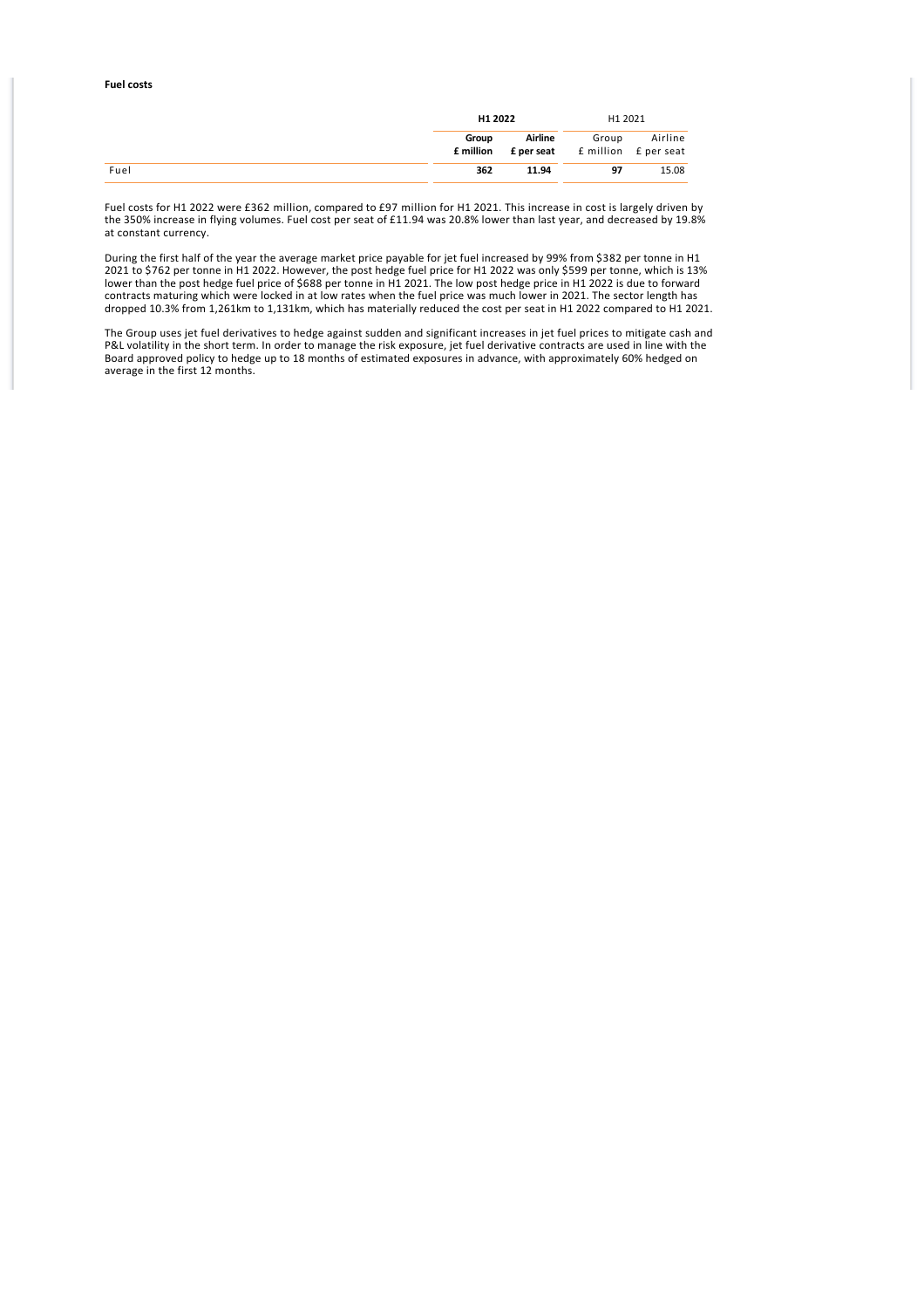**Fuel costs**

| | H1 2022 | | H1 2021 | |
|---|---|---|---|---|
| | Group £ million | Airline £ per seat | Group £ million | Airline £ per seat |
| Fuel | **362** | **11.94** | 97 | 15.08 |

Fuel costs for H1 2022 were £362 million, compared to £97 million for H1 2021. This increase in cost is largely driven by the 350% increase in flying volumes. Fuel cost per seat of £11.94 was 20.8% lower than last year, and decreased by 19.8% at constant currency.

During the first half of the year the average market price payable for jet fuel increased by 99% from $382 per tonne in H1 2021 to $762 per tonne in H1 2022. However, the post hedge fuel price for H1 2022 was only $599 per tonne, which is 13% lower than the post hedge fuel price of $688 per tonne in H1 2021. The low post hedge price in H1 2022 is due to forward contracts maturing which were locked in at low rates when the fuel price was much lower in 2021. The sector length has dropped 10.3% from 1,261km to 1,131km, which has materially reduced the cost per seat in H1 2022 compared to H1 2021.

The Group uses jet fuel derivatives to hedge against sudden and significant increases in jet fuel prices to mitigate cash and P&L volatility in the short term. In order to manage the risk exposure, jet fuel derivative contracts are used in line with the Board approved policy to hedge up to 18 months of estimated exposures in advance, with approximately 60% hedged on average in the first 12 months.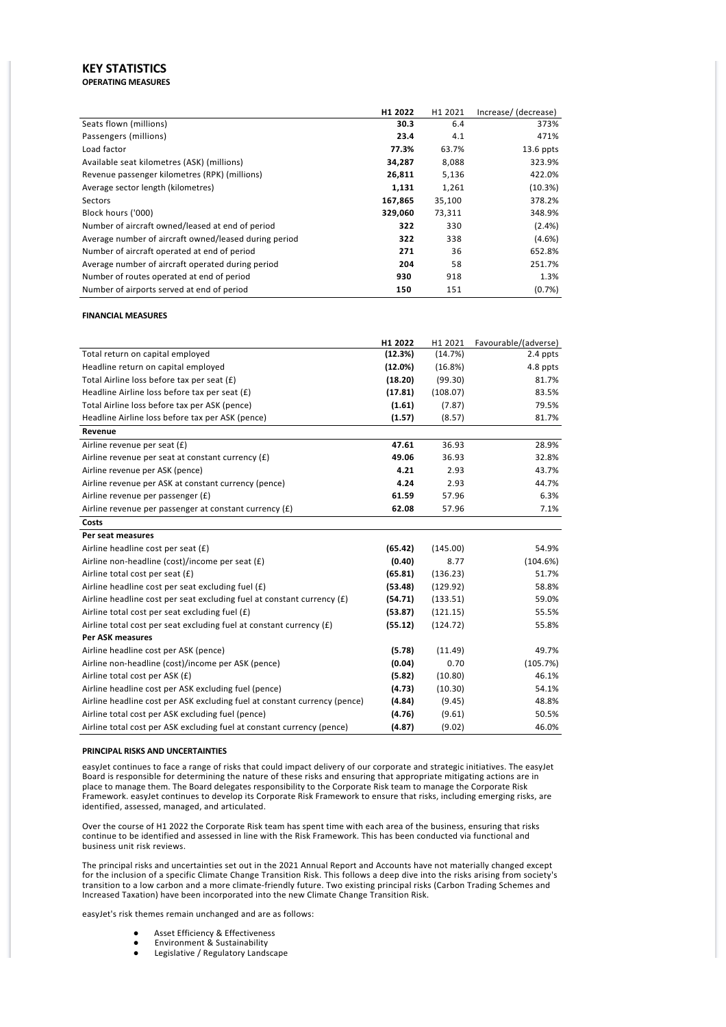# KEY STATISTICS

## OPERATING MEASURES

| | H1 2022 | H1 2021 | Increase/ (decrease) |
|---|---|---|---|
| Seats flown (millions) | **30.3** | 6.4 | 373% |
| Passengers (millions) | **23.4** | 4.1 | 471% |
| Load factor | **77.3%** | 63.7% | 13.6 ppts |
| Available seat kilometres (ASK) (millions) | **34,287** | 8,088 | 323.9% |
| Revenue passenger kilometres (RPK) (millions) | **26,811** | 5,136 | 422.0% |
| Average sector length (kilometres) | **1,131** | 1,261 | (10.3%) |
| Sectors | **167,865** | 35,100 | 378.2% |
| Block hours ('000) | **329,060** | 73,311 | 348.9% |
| Number of aircraft owned/leased at end of period | **322** | 330 | (2.4%) |
| Average number of aircraft owned/leased during period | **322** | 338 | (4.6%) |
| Number of aircraft operated at end of period | **271** | 36 | 652.8% |
| Average number of aircraft operated during period | **204** | 58 | 251.7% |
| Number of routes operated at end of period | **930** | 918 | 1.3% |
| Number of airports served at end of period | **150** | 151 | (0.7%) |

## FINANCIAL MEASURES

| | H1 2022 | H1 2021 | Favourable/(adverse) |
|---|---|---|---|
| Total return on capital employed | **(12.3%)** | (14.7%) | 2.4 ppts |
| Headline return on capital employed | **(12.0%)** | (16.8%) | 4.8 ppts |
| Total Airline loss before tax per seat (£) | **(18.20)** | (99.30) | 81.7% |
| Headline Airline loss before tax per seat (£) | **(17.81)** | (108.07) | 83.5% |
| Total Airline loss before tax per ASK (pence) | **(1.61)** | (7.87) | 79.5% |
| Headline Airline loss before tax per ASK (pence) | **(1.57)** | (8.57) | 81.7% |
| **Revenue** | | | |
| Airline revenue per seat (£) | **47.61** | 36.93 | 28.9% |
| Airline revenue per seat at constant currency (£) | **49.06** | 36.93 | 32.8% |
| Airline revenue per ASK (pence) | **4.21** | 2.93 | 43.7% |
| Airline revenue per ASK at constant currency (pence) | **4.24** | 2.93 | 44.7% |
| Airline revenue per passenger (£) | **61.59** | 57.96 | 6.3% |
| Airline revenue per passenger at constant currency (£) | **62.08** | 57.96 | 7.1% |
| **Costs** | | | |
| **Per seat measures** | | | |
| Airline headline cost per seat (£) | **(65.42)** | (145.00) | 54.9% |
| Airline non-headline (cost)/income per seat (£) | **(0.40)** | 8.77 | (104.6%) |
| Airline total cost per seat (£) | **(65.81)** | (136.23) | 51.7% |
| Airline headline cost per seat excluding fuel (£) | **(53.48)** | (129.92) | 58.8% |
| Airline headline cost per seat excluding fuel at constant currency (£) | **(54.71)** | (133.51) | 59.0% |
| Airline total cost per seat excluding fuel (£) | **(53.87)** | (121.15) | 55.5% |
| Airline total cost per seat excluding fuel at constant currency (£) | **(55.12)** | (124.72) | 55.8% |
| **Per ASK measures** | | | |
| Airline headline cost per ASK (pence) | **(5.78)** | (11.49) | 49.7% |
| Airline non-headline (cost)/income per ASK (pence) | **(0.04)** | 0.70 | (105.7%) |
| Airline total cost per ASK (£) | **(5.82)** | (10.80) | 46.1% |
| Airline headline cost per ASK excluding fuel (pence) | **(4.73)** | (10.30) | 54.1% |
| Airline headline cost per ASK excluding fuel at constant currency (pence) | **(4.84)** | (9.45) | 48.8% |
| Airline total cost per ASK excluding fuel (pence) | **(4.76)** | (9.61) | 50.5% |
| Airline total cost per ASK excluding fuel at constant currency (pence) | **(4.87)** | (9.02) | 46.0% |

## PRINCIPAL RISKS AND UNCERTAINTIES

easyJet continues to face a range of risks that could impact delivery of our corporate and strategic initiatives. The easyJet Board is responsible for determining the nature of these risks and ensuring that appropriate mitigating actions are in place to manage them. The Board delegates responsibility to the Corporate Risk team to manage the Corporate Risk Framework. easyJet continues to develop its Corporate Risk Framework to ensure that risks, including emerging risks, are identified, assessed, managed, and articulated.

Over the course of H1 2022 the Corporate Risk team has spent time with each area of the business, ensuring that risks continue to be identified and assessed in line with the Risk Framework. This has been conducted via functional and business unit risk reviews.

The principal risks and uncertainties set out in the 2021 Annual Report and Accounts have not materially changed except for the inclusion of a specific Climate Change Transition Risk. This follows a deep dive into the risks arising from society's transition to a low carbon and a more climate-friendly future. Two existing principal risks (Carbon Trading Schemes and Increased Taxation) have been incorporated into the new Climate Change Transition Risk.

easyJet's risk themes remain unchanged and are as follows:

- Asset Efficiency & Effectiveness
- Environment & Sustainability
- Legislative / Regulatory Landscape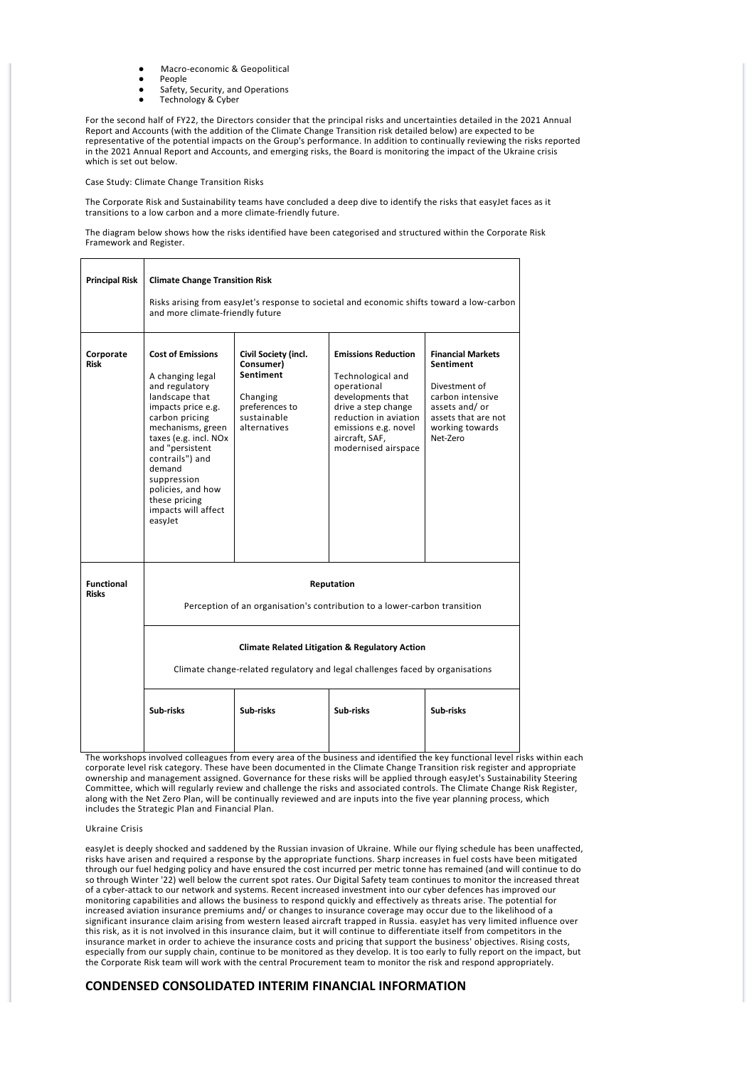- Macro-economic & Geopolitical
- People
- Safety, Security, and Operations
- Technology & Cyber

For the second half of FY22, the Directors consider that the principal risks and uncertainties detailed in the 2021 Annual Report and Accounts (with the addition of the Climate Change Transition risk detailed below) are expected to be representative of the potential impacts on the Group's performance. In addition to continually reviewing the risks reported in the 2021 Annual Report and Accounts, and emerging risks, the Board is monitoring the impact of the Ukraine crisis which is set out below.

Case Study: Climate Change Transition Risks

The Corporate Risk and Sustainability teams have concluded a deep dive to identify the risks that easyJet faces as it transitions to a low carbon and a more climate-friendly future.

The diagram below shows how the risks identified have been categorised and structured within the Corporate Risk Framework and Register.

| **Principal Risk** | **Climate Change Transition Risk**<br><br>Risks arising from easyJet's response to societal and economic shifts toward a low-carbon and more climate-friendly future | | | |
|---|---|---|---|---|
| **Corporate Risk** | **Cost of Emissions**<br><br>A changing legal and regulatory landscape that impacts price e.g. carbon pricing mechanisms, green taxes (e.g. incl. NOx and "persistent contrails") and demand suppression policies, and how these pricing impacts will affect easyJet | **Civil Society (incl. Consumer) Sentiment**<br><br>Changing preferences to sustainable alternatives | **Emissions Reduction**<br><br>Technological and operational developments that drive a step change reduction in aviation emissions e.g. novel aircraft, SAF, modernised airspace | **Financial Markets Sentiment**<br><br>Divestment of carbon intensive assets and/ or assets that are not working towards Net-Zero |
| **Functional Risks** | **Reputation**<br><br>Perception of an organisation's contribution to a lower-carbon transition | | | |
| | **Climate Related Litigation & Regulatory Action**<br><br>Climate change-related regulatory and legal challenges faced by organisations | | | |
| | **Sub-risks** | **Sub-risks** | **Sub-risks** | **Sub-risks** |

The workshops involved colleagues from every area of the business and identified the key functional level risks within each corporate level risk category. These have been documented in the Climate Change Transition risk register and appropriate ownership and management assigned. Governance for these risks will be applied through easyJet's Sustainability Steering Committee, which will regularly review and challenge the risks and associated controls. The Climate Change Risk Register, along with the Net Zero Plan, will be continually reviewed and are inputs into the five year planning process, which includes the Strategic Plan and Financial Plan.

Ukraine Crisis

easyJet is deeply shocked and saddened by the Russian invasion of Ukraine. While our flying schedule has been unaffected, risks have arisen and required a response by the appropriate functions. Sharp increases in fuel costs have been mitigated through our fuel hedging policy and have ensured the cost incurred per metric tonne has remained (and will continue to do so through Winter '22) well below the current spot rates. Our Digital Safety team continues to monitor the increased threat of a cyber-attack to our network and systems. Recent increased investment into our cyber defences has improved our monitoring capabilities and allows the business to respond quickly and effectively as threats arise. The potential for increased aviation insurance premiums and/ or changes to insurance coverage may occur due to the likelihood of a significant insurance claim arising from western leased aircraft trapped in Russia. easyJet has very limited influence over this risk, as it is not involved in this insurance claim, but it will continue to differentiate itself from competitors in the insurance market in order to achieve the insurance costs and pricing that support the business' objectives. Rising costs, especially from our supply chain, continue to be monitored as they develop. It is too early to fully report on the impact, but the Corporate Risk team will work with the central Procurement team to monitor the risk and respond appropriately.

## CONDENSED CONSOLIDATED INTERIM FINANCIAL INFORMATION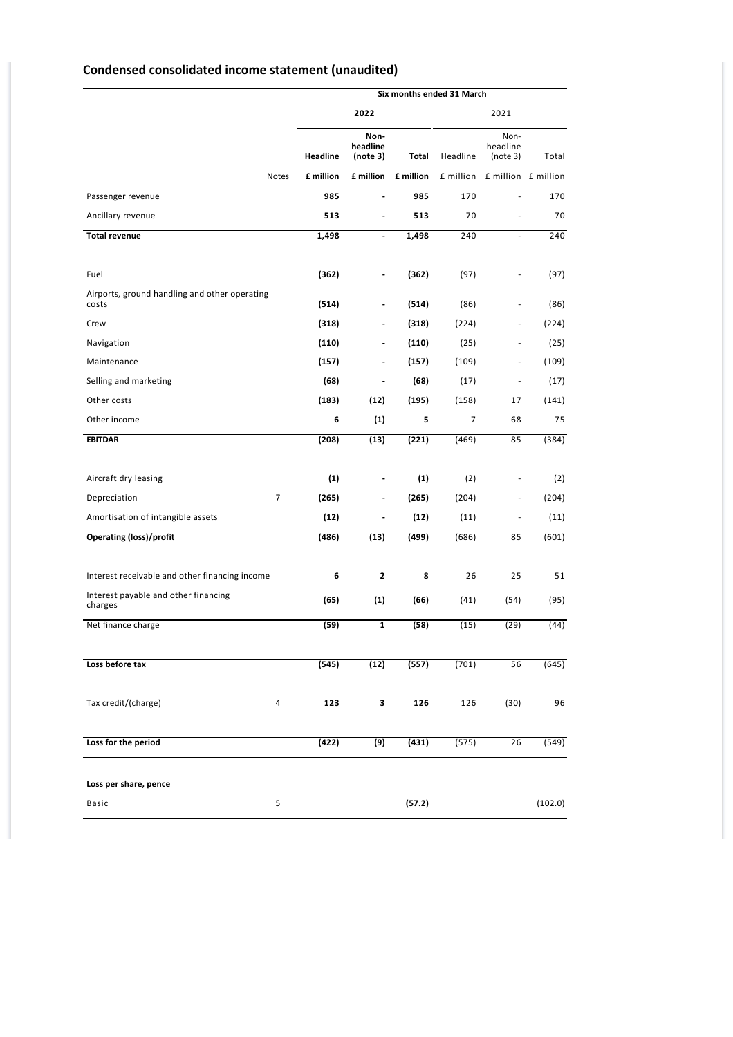## Condensed consolidated income statement (unaudited)

| | | Six months ended 31 March | | | | | |
|---|---|---|---|---|---|---|---|
| | | **2022** | | | 2021 | | |
| | | **Headline** | **Non-headline (note 3)** | **Total** | Headline | Non-headline (note 3) | Total |
| | Notes | **£ million** | **£ million** | **£ million** | £ million | £ million | £ million |
| Passenger revenue | | **985** | **-** | **985** | 170 | - | 170 |
| Ancillary revenue | | **513** | **-** | **513** | 70 | - | 70 |
| **Total revenue** | | **1,498** | **-** | **1,498** | 240 | - | 240 |
| Fuel | | **(362)** | **-** | **(362)** | (97) | - | (97) |
| Airports, ground handling and other operating costs | | **(514)** | **-** | **(514)** | (86) | - | (86) |
| Crew | | **(318)** | **-** | **(318)** | (224) | - | (224) |
| Navigation | | **(110)** | **-** | **(110)** | (25) | - | (25) |
| Maintenance | | **(157)** | **-** | **(157)** | (109) | - | (109) |
| Selling and marketing | | **(68)** | **-** | **(68)** | (17) | - | (17) |
| Other costs | | **(183)** | **(12)** | **(195)** | (158) | 17 | (141) |
| Other income | | **6** | **(1)** | **5** | 7 | 68 | 75 |
| **EBITDAR** | | **(208)** | **(13)** | **(221)** | (469) | 85 | (384) |
| Aircraft dry leasing | | **(1)** | **-** | **(1)** | (2) | - | (2) |
| Depreciation | 7 | **(265)** | **-** | **(265)** | (204) | - | (204) |
| Amortisation of intangible assets | | **(12)** | **-** | **(12)** | (11) | - | (11) |
| **Operating (loss)/profit** | | **(486)** | **(13)** | **(499)** | (686) | 85 | (601) |
| Interest receivable and other financing income | | **6** | **2** | **8** | 26 | 25 | 51 |
| Interest payable and other financing charges | | **(65)** | **(1)** | **(66)** | (41) | (54) | (95) |
| Net finance charge | | **(59)** | **1** | **(58)** | (15) | (29) | (44) |
| **Loss before tax** | | **(545)** | **(12)** | **(557)** | (701) | 56 | (645) |
| Tax credit/(charge) | 4 | **123** | **3** | **126** | 126 | (30) | 96 |
| **Loss for the period** | | **(422)** | **(9)** | **(431)** | (575) | 26 | (549) |
| **Loss per share, pence** | | | | | | | |
| Basic | 5 | | | **(57.2)** | | | (102.0) |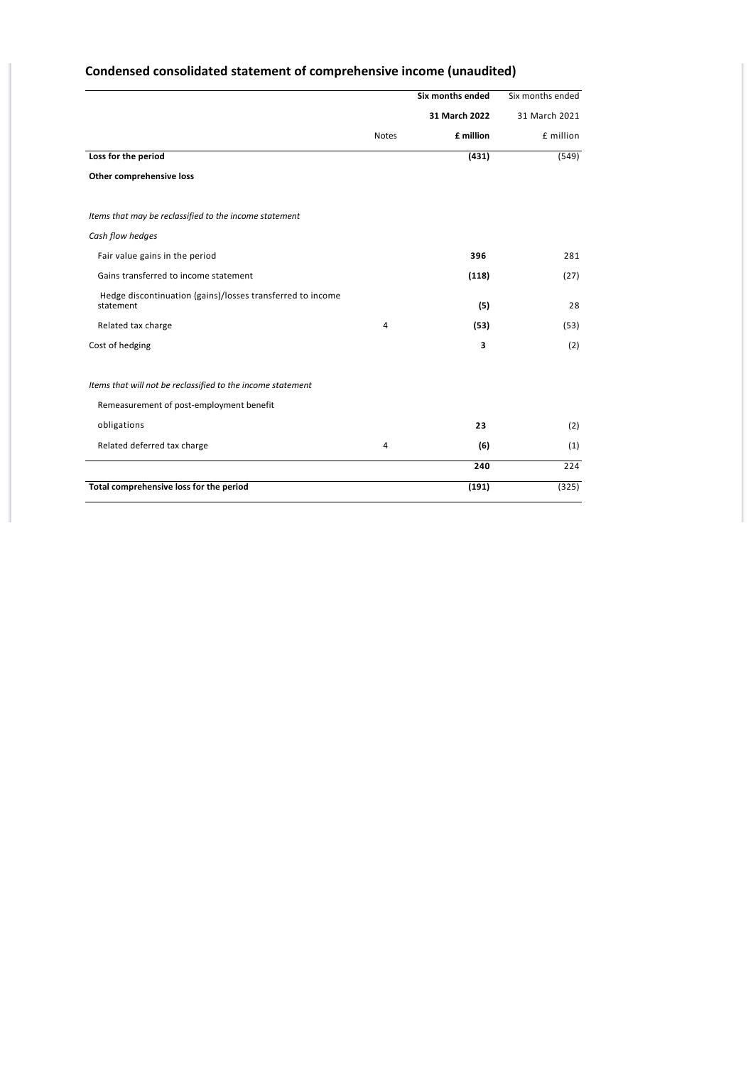## Condensed consolidated statement of comprehensive income (unaudited)

| | Notes | Six months ended 31 March 2022 £ million | Six months ended 31 March 2021 £ million |
|---|---|---|---|
| **Loss for the period** | | **(431)** | (549) |
| **Other comprehensive loss** | | | |
| *Items that may be reclassified to the income statement* | | | |
| *Cash flow hedges* | | | |
| Fair value gains in the period | | **396** | 281 |
| Gains transferred to income statement | | **(118)** | (27) |
| Hedge discontinuation (gains)/losses transferred to income statement | | **(5)** | 28 |
| Related tax charge | 4 | **(53)** | (53) |
| Cost of hedging | | **3** | (2) |
| *Items that will not be reclassified to the income statement* | | | |
| Remeasurement of post-employment benefit obligations | | **23** | (2) |
| Related deferred tax charge | 4 | **(6)** | (1) |
| | | **240** | 224 |
| **Total comprehensive loss for the period** | | **(191)** | (325) |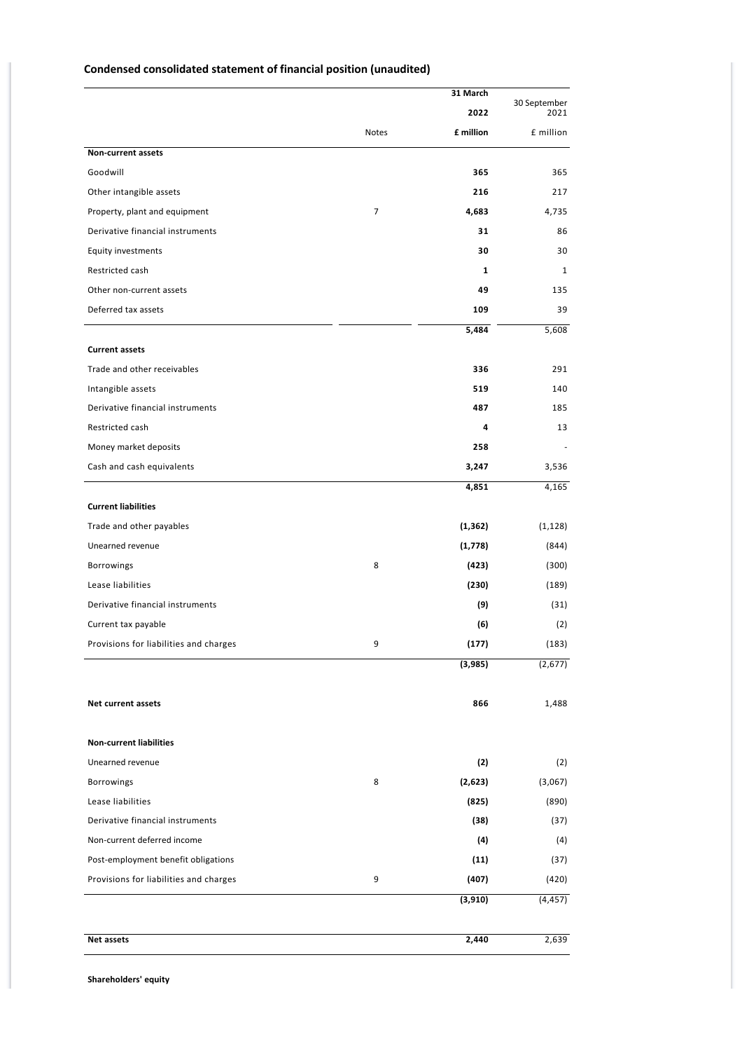## Condensed consolidated statement of financial position (unaudited)

| | Notes | 31 March 2022 £ million | 30 September 2021 £ million |
|---|---|---|---|
| **Non-current assets** | | | |
| Goodwill | | **365** | 365 |
| Other intangible assets | | **216** | 217 |
| Property, plant and equipment | 7 | **4,683** | 4,735 |
| Derivative financial instruments | | **31** | 86 |
| Equity investments | | **30** | 30 |
| Restricted cash | | **1** | 1 |
| Other non-current assets | | **49** | 135 |
| Deferred tax assets | | **109** | 39 |
| | | **5,484** | 5,608 |
| **Current assets** | | | |
| Trade and other receivables | | **336** | 291 |
| Intangible assets | | **519** | 140 |
| Derivative financial instruments | | **487** | 185 |
| Restricted cash | | **4** | 13 |
| Money market deposits | | **258** | - |
| Cash and cash equivalents | | **3,247** | 3,536 |
| | | **4,851** | 4,165 |
| **Current liabilities** | | | |
| Trade and other payables | | **(1,362)** | (1,128) |
| Unearned revenue | | **(1,778)** | (844) |
| Borrowings | 8 | **(423)** | (300) |
| Lease liabilities | | **(230)** | (189) |
| Derivative financial instruments | | **(9)** | (31) |
| Current tax payable | | **(6)** | (2) |
| Provisions for liabilities and charges | 9 | **(177)** | (183) |
| | | **(3,985)** | (2,677) |
| **Net current assets** | | **866** | 1,488 |
| **Non-current liabilities** | | | |
| Unearned revenue | | **(2)** | (2) |
| Borrowings | 8 | **(2,623)** | (3,067) |
| Lease liabilities | | **(825)** | (890) |
| Derivative financial instruments | | **(38)** | (37) |
| Non-current deferred income | | **(4)** | (4) |
| Post-employment benefit obligations | | **(11)** | (37) |
| Provisions for liabilities and charges | 9 | **(407)** | (420) |
| | | **(3,910)** | (4,457) |
| **Net assets** | | **2,440** | 2,639 |

**Shareholders' equity**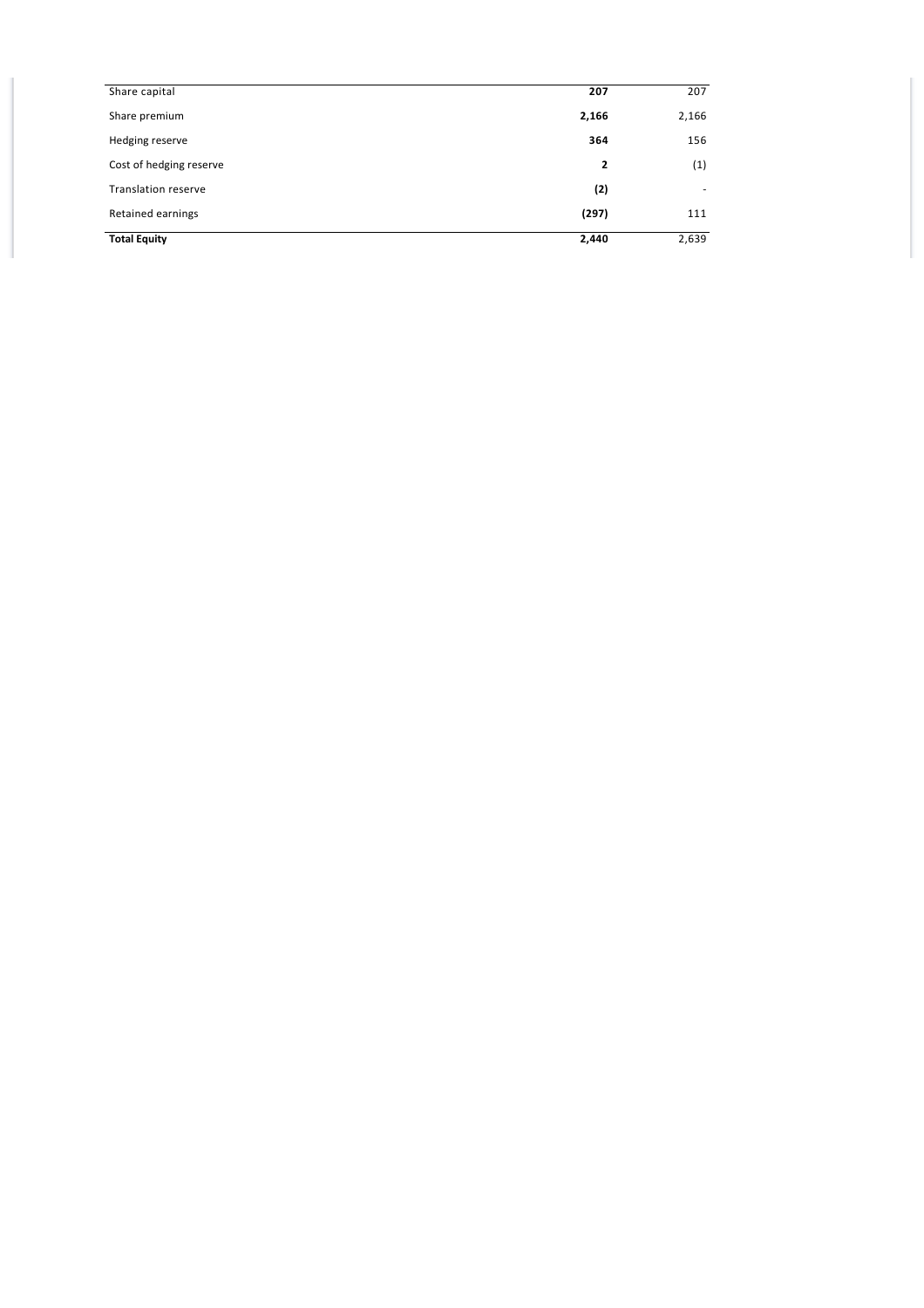| | | |
|---|---|---|
| Share capital | **207** | 207 |
| Share premium | **2,166** | 2,166 |
| Hedging reserve | **364** | 156 |
| Cost of hedging reserve | **2** | (1) |
| Translation reserve | **(2)** | - |
| Retained earnings | **(297)** | 111 |
| **Total Equity** | **2,440** | 2,639 |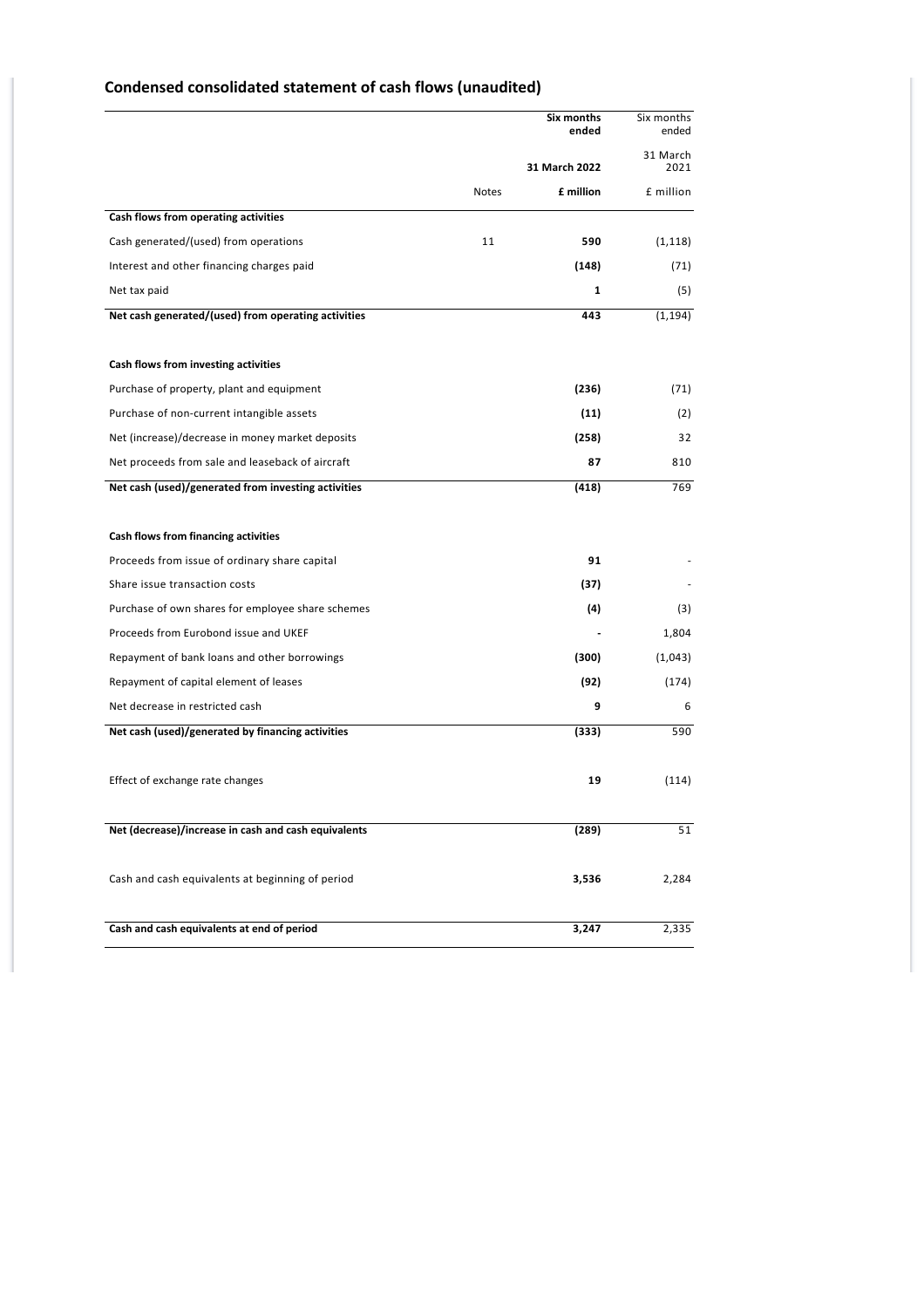## Condensed consolidated statement of cash flows (unaudited)

| | Notes | **Six months ended 31 March 2022** | Six months ended 31 March 2021 |
|---|---|---|---|
| | | **£ million** | £ million |
| **Cash flows from operating activities** | | | |
| Cash generated/(used) from operations | 11 | **590** | (1,118) |
| Interest and other financing charges paid | | **(148)** | (71) |
| Net tax paid | | **1** | (5) |
| **Net cash generated/(used) from operating activities** | | **443** | (1,194) |
| | | | |
| **Cash flows from investing activities** | | | |
| Purchase of property, plant and equipment | | **(236)** | (71) |
| Purchase of non-current intangible assets | | **(11)** | (2) |
| Net (increase)/decrease in money market deposits | | **(258)** | 32 |
| Net proceeds from sale and leaseback of aircraft | | **87** | 810 |
| **Net cash (used)/generated from investing activities** | | **(418)** | 769 |
| | | | |
| **Cash flows from financing activities** | | | |
| Proceeds from issue of ordinary share capital | | **91** | - |
| Share issue transaction costs | | **(37)** | - |
| Purchase of own shares for employee share schemes | | **(4)** | (3) |
| Proceeds from Eurobond issue and UKEF | | **-** | 1,804 |
| Repayment of bank loans and other borrowings | | **(300)** | (1,043) |
| Repayment of capital element of leases | | **(92)** | (174) |
| Net decrease in restricted cash | | **9** | 6 |
| **Net cash (used)/generated by financing activities** | | **(333)** | 590 |
| | | | |
| Effect of exchange rate changes | | **19** | (114) |
| | | | |
| **Net (decrease)/increase in cash and cash equivalents** | | **(289)** | 51 |
| | | | |
| Cash and cash equivalents at beginning of period | | **3,536** | 2,284 |
| | | | |
| **Cash and cash equivalents at end of period** | | **3,247** | 2,335 |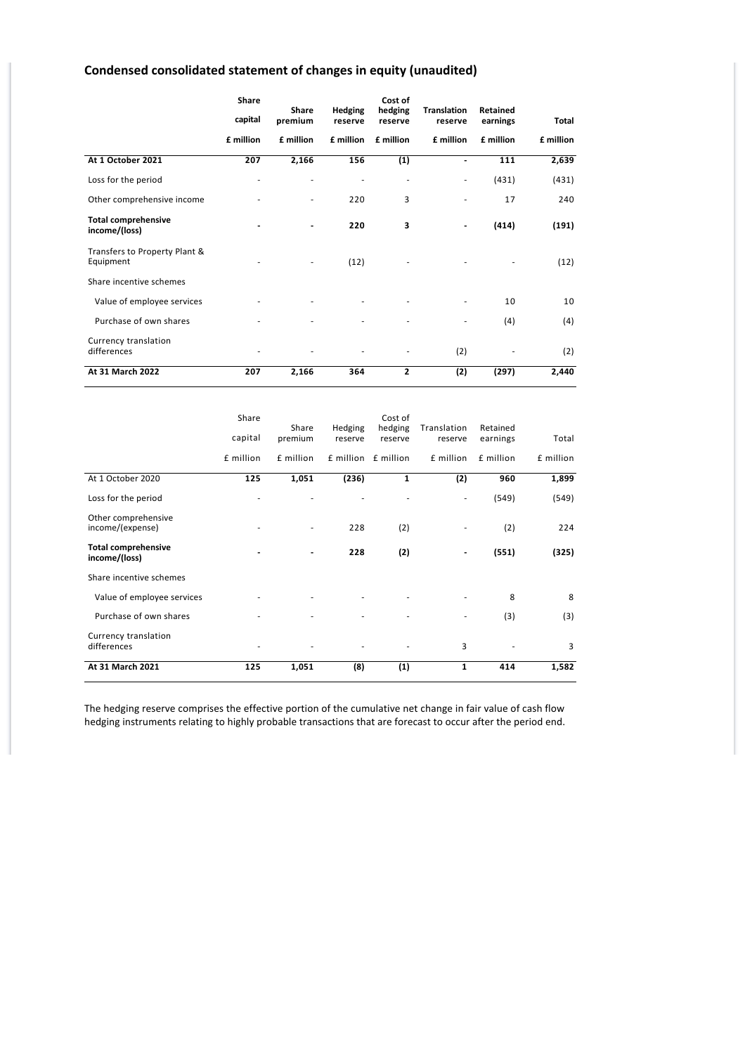## Condensed consolidated statement of changes in equity (unaudited)

| | Share capital | Share premium | Hedging reserve | Cost of hedging reserve | Translation reserve | Retained earnings | Total |
|---|---|---|---|---|---|---|---|
| | £ million | £ million | £ million | £ million | £ million | £ million | £ million |
| **At 1 October 2021** | **207** | **2,166** | **156** | **(1)** | **-** | **111** | **2,639** |
| Loss for the period | - | - | - | - | - | (431) | (431) |
| Other comprehensive income | - | - | 220 | 3 | - | 17 | 240 |
| **Total comprehensive income/(loss)** | **-** | **-** | **220** | **3** | **-** | **(414)** | **(191)** |
| Transfers to Property Plant & Equipment | - | - | (12) | - | - | - | (12) |
| Share incentive schemes | | | | | | | |
| Value of employee services | - | - | - | - | - | 10 | 10 |
| Purchase of own shares | - | - | - | - | - | (4) | (4) |
| Currency translation differences | - | - | - | - | (2) | - | (2) |
| **At 31 March 2022** | **207** | **2,166** | **364** | **2** | **(2)** | **(297)** | **2,440** |

| | Share capital | Share premium | Hedging reserve | Cost of hedging reserve | Translation reserve | Retained earnings | Total |
|---|---|---|---|---|---|---|---|
| | £ million | £ million | £ million | £ million | £ million | £ million | £ million |
| At 1 October 2020 | **125** | **1,051** | **(236)** | **1** | **(2)** | **960** | **1,899** |
| Loss for the period | - | - | - | - | - | (549) | (549) |
| Other comprehensive income/(expense) | - | - | 228 | (2) | - | (2) | 224 |
| **Total comprehensive income/(loss)** | **-** | **-** | **228** | **(2)** | **-** | **(551)** | **(325)** |
| Share incentive schemes | | | | | | | |
| Value of employee services | - | - | - | - | - | 8 | 8 |
| Purchase of own shares | - | - | - | - | - | (3) | (3) |
| Currency translation differences | - | - | - | - | 3 | - | 3 |
| **At 31 March 2021** | **125** | **1,051** | **(8)** | **(1)** | **1** | **414** | **1,582** |

The hedging reserve comprises the effective portion of the cumulative net change in fair value of cash flow hedging instruments relating to highly probable transactions that are forecast to occur after the period end.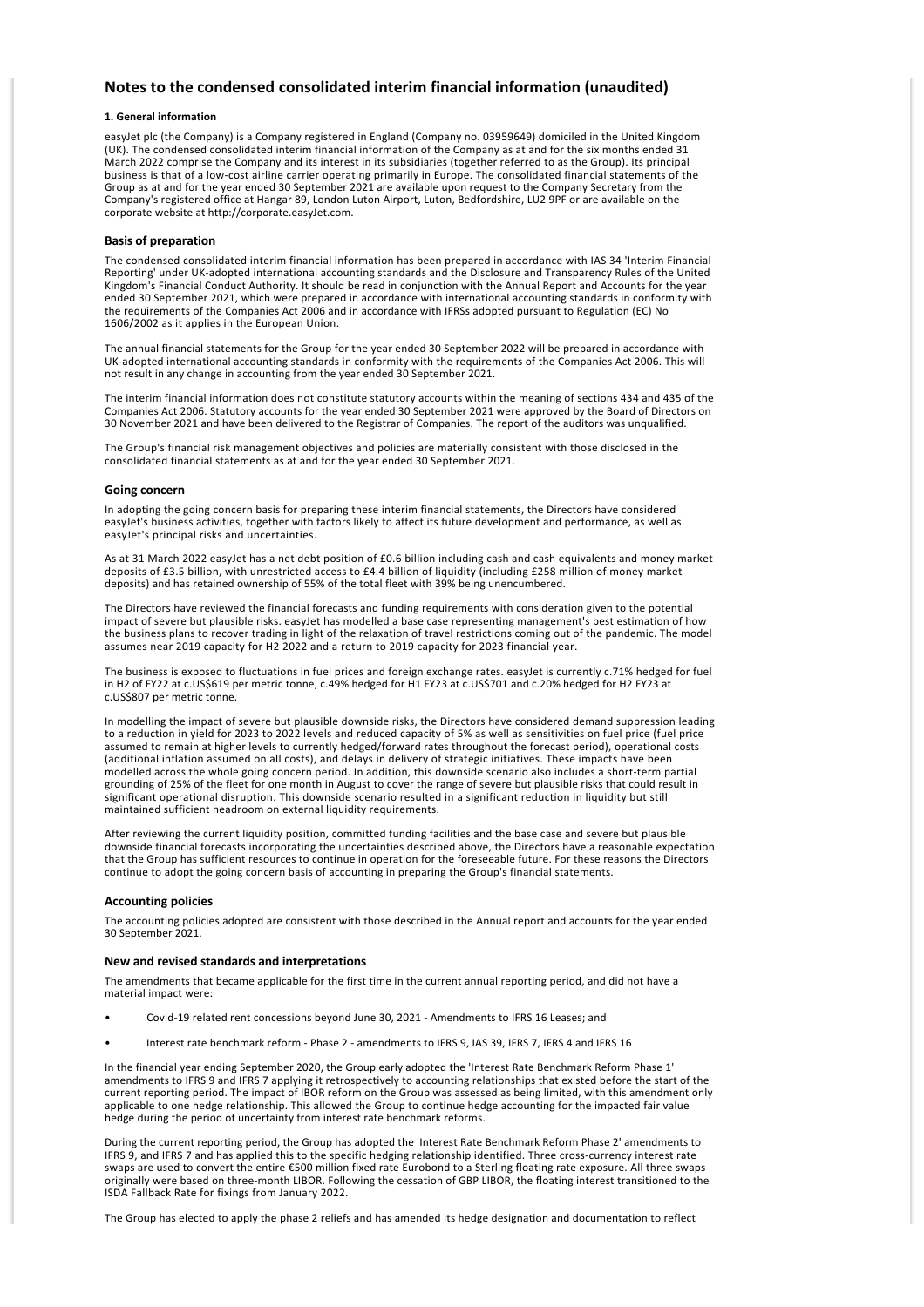# Notes to the condensed consolidated interim financial information (unaudited)

#### 1. General information

easyJet plc (the Company) is a Company registered in England (Company no. 03959649) domiciled in the United Kingdom (UK). The condensed consolidated interim financial information of the Company as at and for the six months ended 31 March 2022 comprise the Company and its interest in its subsidiaries (together referred to as the Group). Its principal business is that of a low-cost airline carrier operating primarily in Europe. The consolidated financial statements of the Group as at and for the year ended 30 September 2021 are available upon request to the Company Secretary from the Company's registered office at Hangar 89, London Luton Airport, Luton, Bedfordshire, LU2 9PF or are available on the corporate website at http://corporate.easyJet.com.

### Basis of preparation

The condensed consolidated interim financial information has been prepared in accordance with IAS 34 'Interim Financial Reporting' under UK-adopted international accounting standards and the Disclosure and Transparency Rules of the United Kingdom's Financial Conduct Authority. It should be read in conjunction with the Annual Report and Accounts for the year ended 30 September 2021, which were prepared in accordance with international accounting standards in conformity with the requirements of the Companies Act 2006 and in accordance with IFRSs adopted pursuant to Regulation (EC) No 1606/2002 as it applies in the European Union.

The annual financial statements for the Group for the year ended 30 September 2022 will be prepared in accordance with UK-adopted international accounting standards in conformity with the requirements of the Companies Act 2006. This will not result in any change in accounting from the year ended 30 September 2021.

The interim financial information does not constitute statutory accounts within the meaning of sections 434 and 435 of the Companies Act 2006. Statutory accounts for the year ended 30 September 2021 were approved by the Board of Directors on 30 November 2021 and have been delivered to the Registrar of Companies. The report of the auditors was unqualified.

The Group's financial risk management objectives and policies are materially consistent with those disclosed in the consolidated financial statements as at and for the year ended 30 September 2021.

### Going concern

In adopting the going concern basis for preparing these interim financial statements, the Directors have considered easyJet's business activities, together with factors likely to affect its future development and performance, as well as easyJet's principal risks and uncertainties.

As at 31 March 2022 easyJet has a net debt position of £0.6 billion including cash and cash equivalents and money market deposits of £3.5 billion, with unrestricted access to £4.4 billion of liquidity (including £258 million of money market deposits) and has retained ownership of 55% of the total fleet with 39% being unencumbered.

The Directors have reviewed the financial forecasts and funding requirements with consideration given to the potential impact of severe but plausible risks. easyJet has modelled a base case representing management's best estimation of how the business plans to recover trading in light of the relaxation of travel restrictions coming out of the pandemic. The model assumes near 2019 capacity for H2 2022 and a return to 2019 capacity for 2023 financial year.

The business is exposed to fluctuations in fuel prices and foreign exchange rates. easyJet is currently c.71% hedged for fuel in H2 of FY22 at c.US$619 per metric tonne, c.49% hedged for H1 FY23 at c.US$701 and c.20% hedged for H2 FY23 at c.US$807 per metric tonne.

In modelling the impact of severe but plausible downside risks, the Directors have considered demand suppression leading to a reduction in yield for 2023 to 2022 levels and reduced capacity of 5% as well as sensitivities on fuel price (fuel price assumed to remain at higher levels to currently hedged/forward rates throughout the forecast period), operational costs (additional inflation assumed on all costs), and delays in delivery of strategic initiatives. These impacts have been modelled across the whole going concern period. In addition, this downside scenario also includes a short-term partial grounding of 25% of the fleet for one month in August to cover the range of severe but plausible risks that could result in significant operational disruption. This downside scenario resulted in a significant reduction in liquidity but still maintained sufficient headroom on external liquidity requirements.

After reviewing the current liquidity position, committed funding facilities and the base case and severe but plausible downside financial forecasts incorporating the uncertainties described above, the Directors have a reasonable expectation that the Group has sufficient resources to continue in operation for the foreseeable future. For these reasons the Directors continue to adopt the going concern basis of accounting in preparing the Group's financial statements.

### Accounting policies

The accounting policies adopted are consistent with those described in the Annual report and accounts for the year ended 30 September 2021.

### New and revised standards and interpretations

The amendments that became applicable for the first time in the current annual reporting period, and did not have a material impact were:

- Covid-19 related rent concessions beyond June 30, 2021 - Amendments to IFRS 16 Leases; and
- Interest rate benchmark reform - Phase 2 - amendments to IFRS 9, IAS 39, IFRS 7, IFRS 4 and IFRS 16

In the financial year ending September 2020, the Group early adopted the 'Interest Rate Benchmark Reform Phase 1' amendments to IFRS 9 and IFRS 7 applying it retrospectively to accounting relationships that existed before the start of the current reporting period. The impact of IBOR reform on the Group was assessed as being limited, with this amendment only applicable to one hedge relationship. This allowed the Group to continue hedge accounting for the impacted fair value hedge during the period of uncertainty from interest rate benchmark reforms.

During the current reporting period, the Group has adopted the 'Interest Rate Benchmark Reform Phase 2' amendments to IFRS 9, and IFRS 7 and has applied this to the specific hedging relationship identified. Three cross-currency interest rate swaps are used to convert the entire €500 million fixed rate Eurobond to a Sterling floating rate exposure. All three swaps originally were based on three-month LIBOR. Following the cessation of GBP LIBOR, the floating interest transitioned to the ISDA Fallback Rate for fixings from January 2022.

The Group has elected to apply the phase 2 reliefs and has amended its hedge designation and documentation to reflect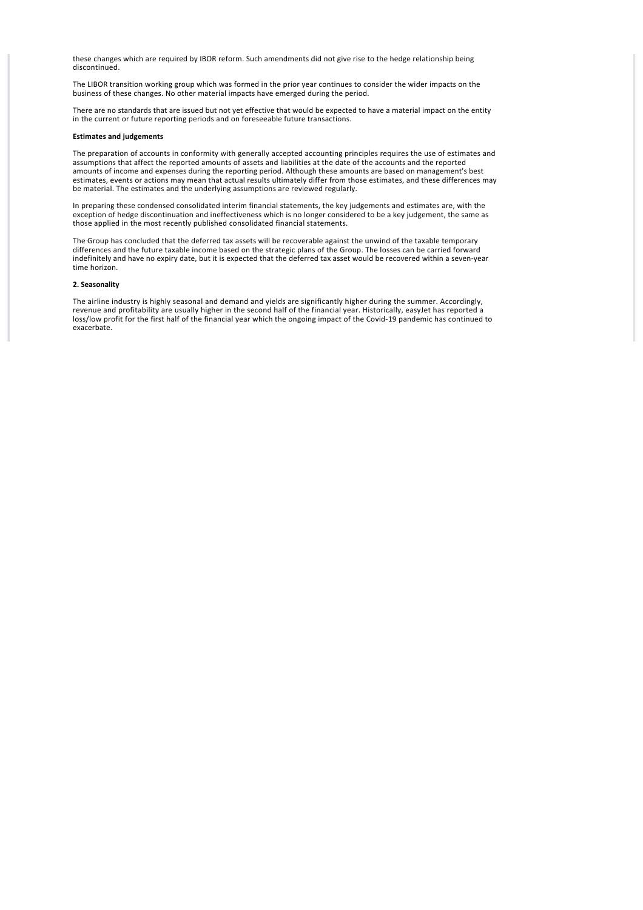these changes which are required by IBOR reform. Such amendments did not give rise to the hedge relationship being discontinued.

The LIBOR transition working group which was formed in the prior year continues to consider the wider impacts on the business of these changes. No other material impacts have emerged during the period.

There are no standards that are issued but not yet effective that would be expected to have a material impact on the entity in the current or future reporting periods and on foreseeable future transactions.

**Estimates and judgements**

The preparation of accounts in conformity with generally accepted accounting principles requires the use of estimates and assumptions that affect the reported amounts of assets and liabilities at the date of the accounts and the reported amounts of income and expenses during the reporting period. Although these amounts are based on management's best estimates, events or actions may mean that actual results ultimately differ from those estimates, and these differences may be material. The estimates and the underlying assumptions are reviewed regularly.

In preparing these condensed consolidated interim financial statements, the key judgements and estimates are, with the exception of hedge discontinuation and ineffectiveness which is no longer considered to be a key judgement, the same as those applied in the most recently published consolidated financial statements.

The Group has concluded that the deferred tax assets will be recoverable against the unwind of the taxable temporary differences and the future taxable income based on the strategic plans of the Group. The losses can be carried forward indefinitely and have no expiry date, but it is expected that the deferred tax asset would be recovered within a seven-year time horizon.

**2. Seasonality**

The airline industry is highly seasonal and demand and yields are significantly higher during the summer. Accordingly, revenue and profitability are usually higher in the second half of the financial year. Historically, easyJet has reported a loss/low profit for the first half of the financial year which the ongoing impact of the Covid-19 pandemic has continued to exacerbate.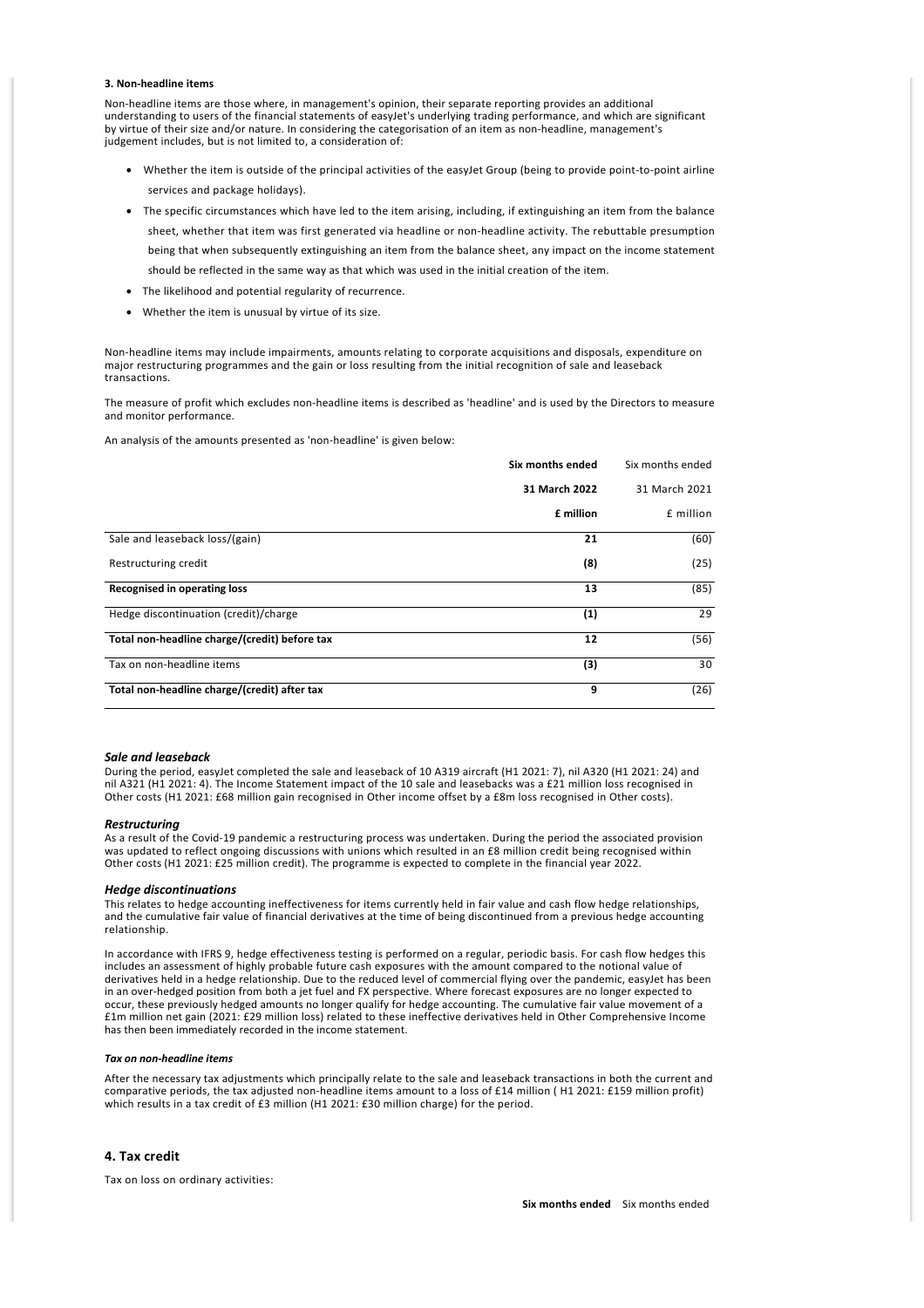**3. Non-headline items**

Non-headline items are those where, in management's opinion, their separate reporting provides an additional understanding to users of the financial statements of easyJet's underlying trading performance, and which are significant by virtue of their size and/or nature. In considering the categorisation of an item as non-headline, management's judgement includes, but is not limited to, a consideration of:

- Whether the item is outside of the principal activities of the easyJet Group (being to provide point-to-point airline services and package holidays).
- The specific circumstances which have led to the item arising, including, if extinguishing an item from the balance sheet, whether that item was first generated via headline or non-headline activity. The rebuttable presumption being that when subsequently extinguishing an item from the balance sheet, any impact on the income statement should be reflected in the same way as that which was used in the initial creation of the item.
- The likelihood and potential regularity of recurrence.
- Whether the item is unusual by virtue of its size.

Non-headline items may include impairments, amounts relating to corporate acquisitions and disposals, expenditure on major restructuring programmes and the gain or loss resulting from the initial recognition of sale and leaseback transactions.

The measure of profit which excludes non-headline items is described as 'headline' and is used by the Directors to measure and monitor performance.

An analysis of the amounts presented as 'non-headline' is given below:

| | **Six months ended 31 March 2022 £ million** | Six months ended 31 March 2021 £ million |
|---|---|---|
| Sale and leaseback loss/(gain) | **21** | (60) |
| Restructuring credit | **(8)** | (25) |
| **Recognised in operating loss** | **13** | (85) |
| Hedge discontinuation (credit)/charge | **(1)** | 29 |
| **Total non-headline charge/(credit) before tax** | **12** | (56) |
| Tax on non-headline items | **(3)** | 30 |
| **Total non-headline charge/(credit) after tax** | **9** | (26) |

***Sale and leaseback***

During the period, easyJet completed the sale and leaseback of 10 A319 aircraft (H1 2021: 7), nil A320 (H1 2021: 24) and nil A321 (H1 2021: 4). The Income Statement impact of the 10 sale and leasebacks was a £21 million loss recognised in Other costs (H1 2021: £68 million gain recognised in Other income offset by a £8m loss recognised in Other costs).

***Restructuring***

As a result of the Covid-19 pandemic a restructuring process was undertaken. During the period the associated provision was updated to reflect ongoing discussions with unions which resulted in an £8 million credit being recognised within Other costs (H1 2021: £25 million credit). The programme is expected to complete in the financial year 2022.

***Hedge discontinuations***

This relates to hedge accounting ineffectiveness for items currently held in fair value and cash flow hedge relationships, and the cumulative fair value of financial derivatives at the time of being discontinued from a previous hedge accounting relationship.

In accordance with IFRS 9, hedge effectiveness testing is performed on a regular, periodic basis. For cash flow hedges this includes an assessment of highly probable future cash exposures with the amount compared to the notional value of derivatives held in a hedge relationship. Due to the reduced level of commercial flying over the pandemic, easyJet has been in an over-hedged position from both a jet fuel and FX perspective. Where forecast exposures are no longer expected to occur, these previously hedged amounts no longer qualify for hedge accounting. The cumulative fair value movement of a £1m million net gain (2021: £29 million loss) related to these ineffective derivatives held in Other Comprehensive Income has then been immediately recorded in the income statement.

***Tax on non-headline items***

After the necessary tax adjustments which principally relate to the sale and leaseback transactions in both the current and comparative periods, the tax adjusted non-headline items amount to a loss of £14 million ( H1 2021: £159 million profit) which results in a tax credit of £3 million (H1 2021: £30 million charge) for the period.

## 4. Tax credit

Tax on loss on ordinary activities:

**Six months ended** Six months ended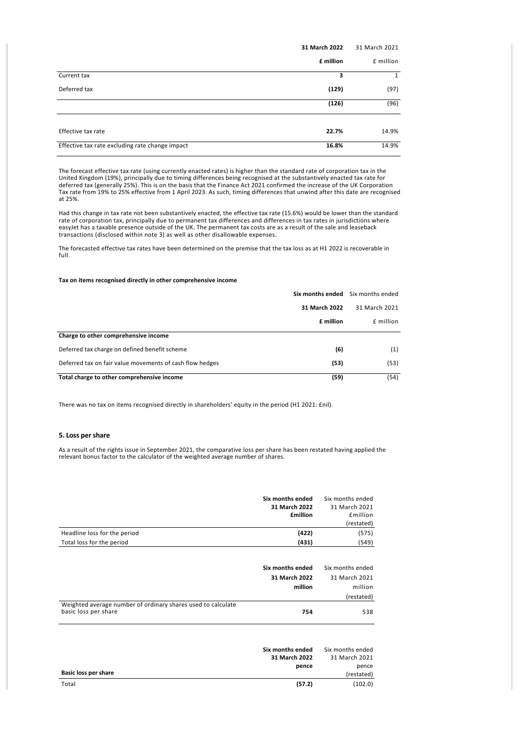| | 31 March 2022 | 31 March 2021 |
|---|---|---|
| | £ million | £ million |
| Current tax | 3 | 1 |
| Deferred tax | (129) | (97) |
| | (126) | (96) |
| Effective tax rate | 22.7% | 14.9% |
| Effective tax rate excluding rate change impact | 16.8% | 14.9% |

The forecast effective tax rate (using currently enacted rates) is higher than the standard rate of corporation tax in the United Kingdom (19%), principally due to timing differences being recognised at the substantively enacted tax rate for deferred tax (generally 25%). This is on the basis that the Finance Act 2021 confirmed the increase of the UK Corporation Tax rate from 19% to 25% effective from 1 April 2023. As such, timing differences that unwind after this date are recognised at 25%.

Had this change in tax rate not been substantively enacted, the effective tax rate (15.6%) would be lower than the standard rate of corporation tax, principally due to permanent tax differences and differences in tax rates in jurisdictions where easyJet has a taxable presence outside of the UK. The permanent tax costs are as a result of the sale and leaseback transactions (disclosed within note 3) as well as other disallowable expenses.

The forecasted effective tax rates have been determined on the premise that the tax loss as at H1 2022 is recoverable in full.

**Tax on items recognised directly in other comprehensive income**

| | Six months ended 31 March 2022 | Six months ended 31 March 2021 |
|---|---|---|
| | £ million | £ million |
| **Charge to other comprehensive income** | | |
| Deferred tax charge on defined benefit scheme | (6) | (1) |
| Deferred tax on fair value movements of cash flow hedges | (53) | (53) |
| **Total charge to other comprehensive income** | (59) | (54) |

There was no tax on items recognised directly in shareholders' equity in the period (H1 2021: £nil).

## 5. Loss per share

As a result of the rights issue in September 2021, the comparative loss per share has been restated having applied the relevant bonus factor to the calculator of the weighted average number of shares.

| | Six months ended 31 March 2022 £million | Six months ended 31 March 2021 £million (restated) |
|---|---|---|
| Headline loss for the period | (422) | (575) |
| Total loss for the period | (431) | (549) |

| | Six months ended 31 March 2022 million | Six months ended 31 March 2021 million (restated) |
|---|---|---|
| Weighted average number of ordinary shares used to calculate basic loss per share | 754 | 538 |

| Basic loss per share | Six months ended 31 March 2022 pence | Six months ended 31 March 2021 pence (restated) |
|---|---|---|
| Total | (57.2) | (102.0) |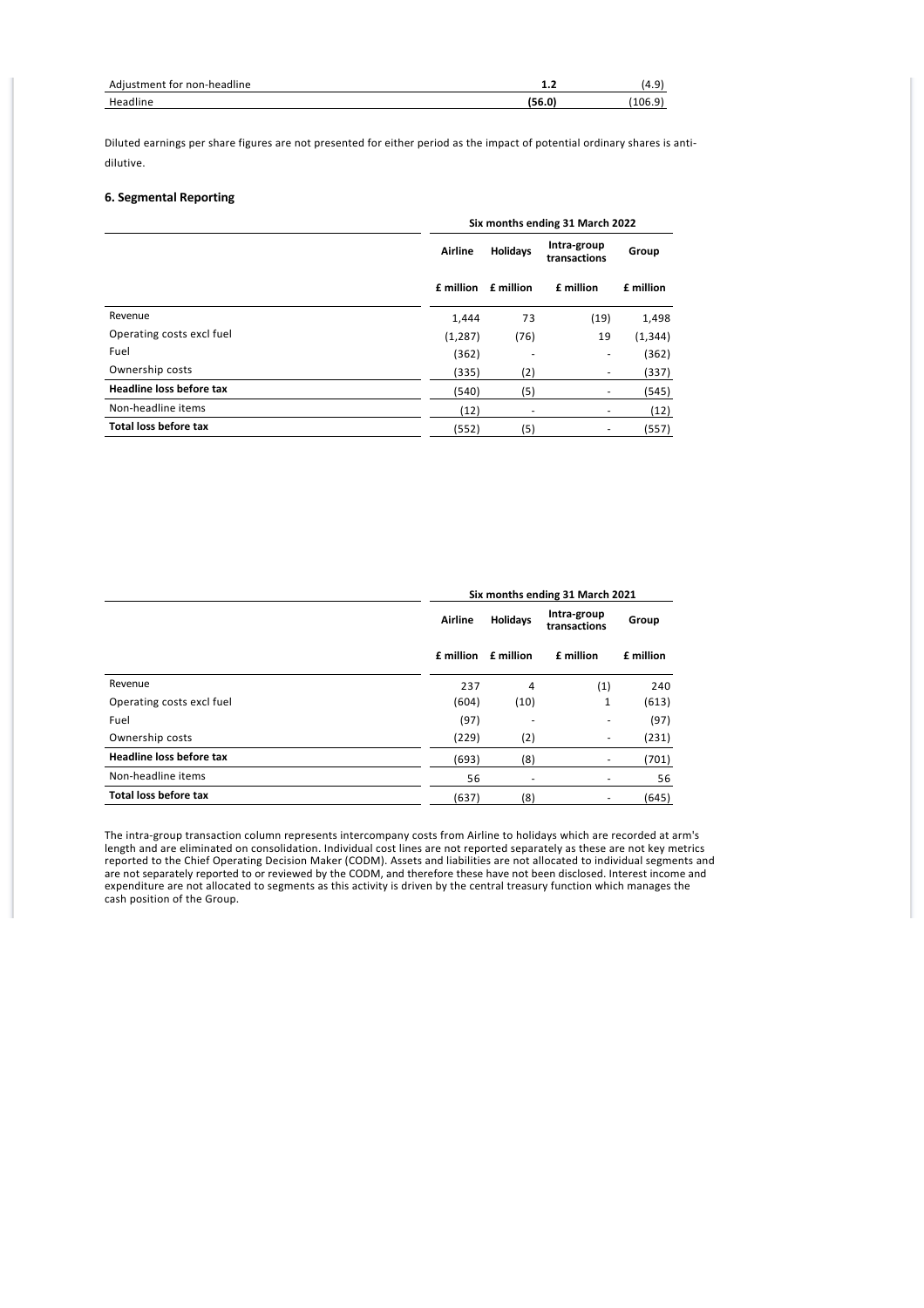| | | |
|---|---|---|
| Adjustment for non-headline | **1.2** | (4.9) |
| Headline | **(56.0)** | (106.9) |

Diluted earnings per share figures are not presented for either period as the impact of potential ordinary shares is anti-dilutive.

### 6. Segmental Reporting

| | Six months ending 31 March 2022 | | | |
|---|---|---|---|---|
| | **Airline** | **Holidays** | **Intra-group transactions** | **Group** |
| | **£ million** | **£ million** | **£ million** | **£ million** |
| Revenue | 1,444 | 73 | (19) | 1,498 |
| Operating costs excl fuel | (1,287) | (76) | 19 | (1,344) |
| Fuel | (362) | - | - | (362) |
| Ownership costs | (335) | (2) | - | (337) |
| **Headline loss before tax** | (540) | (5) | - | (545) |
| Non-headline items | (12) | - | - | (12) |
| **Total loss before tax** | (552) | (5) | - | (557) |

| | Six months ending 31 March 2021 | | | |
|---|---|---|---|---|
| | **Airline** | **Holidays** | **Intra-group transactions** | **Group** |
| | **£ million** | **£ million** | **£ million** | **£ million** |
| Revenue | 237 | 4 | (1) | 240 |
| Operating costs excl fuel | (604) | (10) | 1 | (613) |
| Fuel | (97) | - | - | (97) |
| Ownership costs | (229) | (2) | - | (231) |
| **Headline loss before tax** | (693) | (8) | - | (701) |
| Non-headline items | 56 | - | - | 56 |
| **Total loss before tax** | (637) | (8) | - | (645) |

The intra-group transaction column represents intercompany costs from Airline to holidays which are recorded at arm's length and are eliminated on consolidation. Individual cost lines are not reported separately as these are not key metrics reported to the Chief Operating Decision Maker (CODM). Assets and liabilities are not allocated to individual segments and are not separately reported to or reviewed by the CODM, and therefore these have not been disclosed. Interest income and expenditure are not allocated to segments as this activity is driven by the central treasury function which manages the cash position of the Group.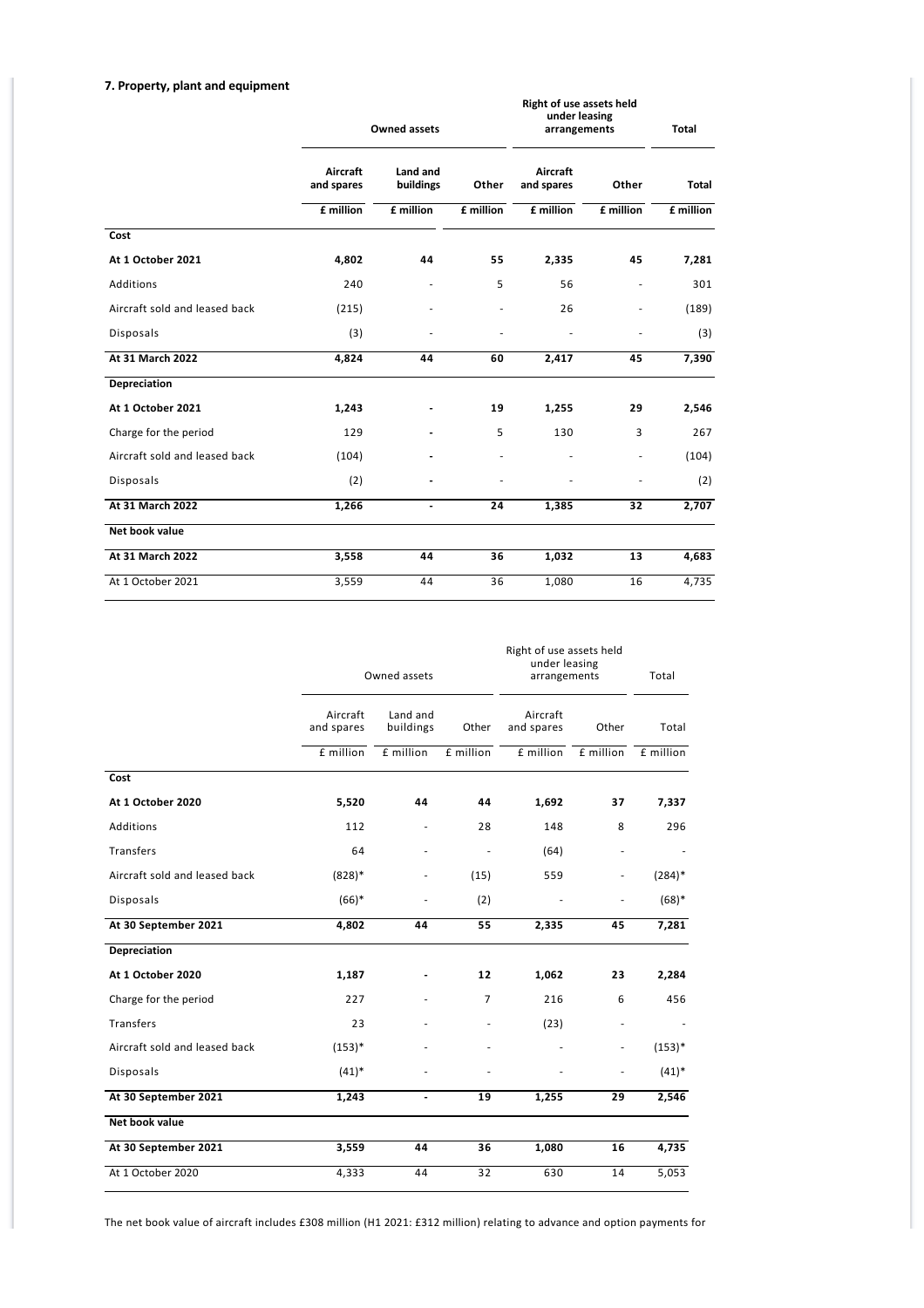### 7. Property, plant and equipment

| | Owned assets | | | Right of use assets held under leasing arrangements | | Total |
|---|---|---|---|---|---|---|
| | Aircraft and spares | Land and buildings | Other | Aircraft and spares | Other | Total |
| | £ million | £ million | £ million | £ million | £ million | £ million |
| **Cost** | | | | | | |
| **At 1 October 2021** | **4,802** | **44** | **55** | **2,335** | **45** | **7,281** |
| Additions | 240 | - | 5 | 56 | - | 301 |
| Aircraft sold and leased back | (215) | - | - | 26 | - | (189) |
| Disposals | (3) | - | - | - | - | (3) |
| **At 31 March 2022** | **4,824** | **44** | **60** | **2,417** | **45** | **7,390** |
| **Depreciation** | | | | | | |
| **At 1 October 2021** | **1,243** | **-** | **19** | **1,255** | **29** | **2,546** |
| Charge for the period | 129 | **-** | 5 | 130 | 3 | 267 |
| Aircraft sold and leased back | (104) | **-** | - | - | - | (104) |
| Disposals | (2) | **-** | - | - | - | (2) |
| **At 31 March 2022** | **1,266** | **-** | **24** | **1,385** | **32** | **2,707** |
| **Net book value** | | | | | | |
| **At 31 March 2022** | **3,558** | **44** | **36** | **1,032** | **13** | **4,683** |
| At 1 October 2021 | 3,559 | 44 | 36 | 1,080 | 16 | 4,735 |

| | Owned assets | | | Right of use assets held under leasing arrangements | | Total |
|---|---|---|---|---|---|---|
| | Aircraft and spares | Land and buildings | Other | Aircraft and spares | Other | Total |
| | £ million | £ million | £ million | £ million | £ million | £ million |
| **Cost** | | | | | | |
| **At 1 October 2020** | **5,520** | **44** | **44** | **1,692** | **37** | **7,337** |
| Additions | 112 | - | 28 | 148 | 8 | 296 |
| Transfers | 64 | - | - | (64) | - | - |
| Aircraft sold and leased back | (828)* | - | (15) | 559 | - | (284)* |
| Disposals | (66)* | - | (2) | - | - | (68)* |
| **At 30 September 2021** | **4,802** | **44** | **55** | **2,335** | **45** | **7,281** |
| **Depreciation** | | | | | | |
| **At 1 October 2020** | **1,187** | **-** | **12** | **1,062** | **23** | **2,284** |
| Charge for the period | 227 | - | 7 | 216 | 6 | 456 |
| Transfers | 23 | - | - | (23) | - | - |
| Aircraft sold and leased back | (153)* | - | - | - | - | (153)* |
| Disposals | (41)* | - | - | - | - | (41)* |
| **At 30 September 2021** | **1,243** | **-** | **19** | **1,255** | **29** | **2,546** |
| **Net book value** | | | | | | |
| **At 30 September 2021** | **3,559** | **44** | **36** | **1,080** | **16** | **4,735** |
| At 1 October 2020 | 4,333 | 44 | 32 | 630 | 14 | 5,053 |

The net book value of aircraft includes £308 million (H1 2021: £312 million) relating to advance and option payments for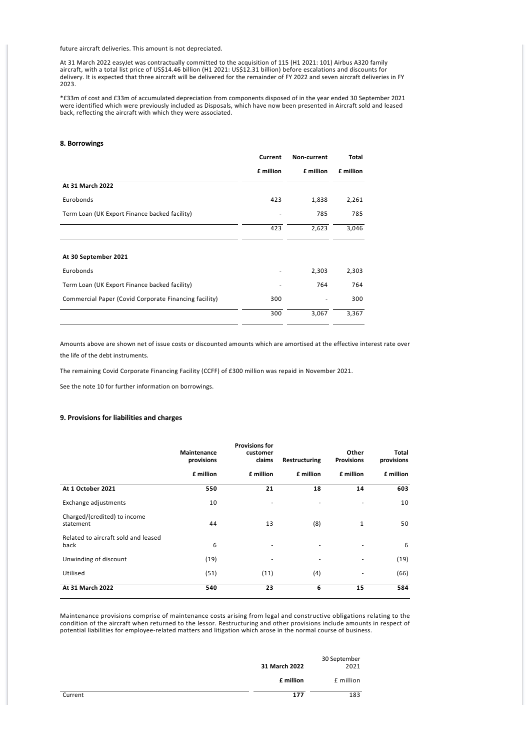future aircraft deliveries. This amount is not depreciated.

At 31 March 2022 easyJet was contractually committed to the acquisition of 115 (H1 2021: 101) Airbus A320 family aircraft, with a total list price of US$14.46 billion (H1 2021: US$12.31 billion) before escalations and discounts for delivery. It is expected that three aircraft will be delivered for the remainder of FY 2022 and seven aircraft deliveries in FY 2023.

*£33m of cost and £33m of accumulated depreciation from components disposed of in the year ended 30 September 2021 were identified which were previously included as Disposals, which have now been presented in Aircraft sold and leased back, reflecting the aircraft with which they were associated.

## 8. Borrowings

| | Current | Non-current | Total |
|---|---|---|---|
| | £ million | £ million | £ million |
| **At 31 March 2022** | | | |
| Eurobonds | 423 | 1,838 | 2,261 |
| Term Loan (UK Export Finance backed facility) | - | 785 | 785 |
| | 423 | 2,623 | 3,046 |
| **At 30 September 2021** | | | |
| Eurobonds | - | 2,303 | 2,303 |
| Term Loan (UK Export Finance backed facility) | - | 764 | 764 |
| Commercial Paper (Covid Corporate Financing facility) | 300 | - | 300 |
| | 300 | 3,067 | 3,367 |

Amounts above are shown net of issue costs or discounted amounts which are amortised at the effective interest rate over the life of the debt instruments.

The remaining Covid Corporate Financing Facility (CCFF) of £300 million was repaid in November 2021.

See the note 10 for further information on borrowings.

## 9. Provisions for liabilities and charges

| | Maintenance provisions | Provisions for customer claims | Restructuring | Other Provisions | Total provisions |
|---|---|---|---|---|---|
| | £ million | £ million | £ million | £ million | £ million |
| **At 1 October 2021** | **550** | **21** | **18** | **14** | **603** |
| Exchange adjustments | 10 | - | - | - | 10 |
| Charged/(credited) to income statement | 44 | 13 | (8) | 1 | 50 |
| Related to aircraft sold and leased back | 6 | - | - | - | 6 |
| Unwinding of discount | (19) | - | - | - | (19) |
| Utilised | (51) | (11) | (4) | - | (66) |
| **At 31 March 2022** | **540** | **23** | **6** | **15** | **584** |

Maintenance provisions comprise of maintenance costs arising from legal and constructive obligations relating to the condition of the aircraft when returned to the lessor. Restructuring and other provisions include amounts in respect of potential liabilities for employee-related matters and litigation which arose in the normal course of business.

| | 31 March 2022 | 30 September 2021 |
|---|---|---|
| | £ million | £ million |
| Current | 177 | 183 |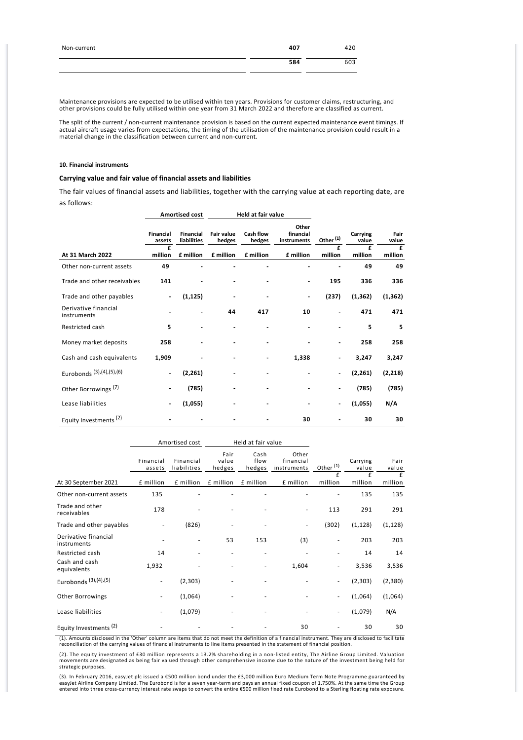| Non-current | 407 | 420 |
|---|---|---|
| | 584 | 603 |

Maintenance provisions are expected to be utilised within ten years. Provisions for customer claims, restructuring, and other provisions could be fully utilised within one year from 31 March 2022 and therefore are classified as current.

The split of the current / non-current maintenance provision is based on the current expected maintenance event timings. If actual aircraft usage varies from expectations, the timing of the utilisation of the maintenance provision could result in a material change in the classification between current and non-current.

**10. Financial instruments**

**Carrying value and fair value of financial assets and liabilities**

The fair values of financial assets and liabilities, together with the carrying value at each reporting date, are as follows:

| | Amortised cost | | Held at fair value | | | | | |
|---|---|---|---|---|---|---|---|---|
| | Financial assets | Financial liabilities | Fair value hedges | Cash flow hedges | Other financial instruments | Other [1] | Carrying value | Fair value |
| **At 31 March 2022** | £ million | £ million | £ million | £ million | £ million | £ million | £ million | £ million |
| Other non-current assets | 49 | - | - | - | - | - | 49 | 49 |
| Trade and other receivables | 141 | - | - | - | - | 195 | 336 | 336 |
| Trade and other payables | - | (1,125) | - | - | - | (237) | (1,362) | (1,362) |
| Derivative financial instruments | - | - | 44 | 417 | 10 | - | 471 | 471 |
| Restricted cash | 5 | - | - | - | - | - | 5 | 5 |
| Money market deposits | 258 | - | - | - | - | - | 258 | 258 |
| Cash and cash equivalents | 1,909 | - | - | - | 1,338 | - | 3,247 | 3,247 |
| Eurobonds [3],[4],[5],[6] | - | (2,261) | - | - | - | - | (2,261) | (2,218) |
| Other Borrowings [7] | - | (785) | - | - | - | - | (785) | (785) |
| Lease liabilities | - | (1,055) | - | - | - | - | (1,055) | N/A |
| Equity Investments [2] | - | - | - | - | 30 | - | 30 | 30 |

| | Amortised cost | | Held at fair value | | | | | |
|---|---|---|---|---|---|---|---|---|
| | Financial assets | Financial liabilities | Fair value hedges | Cash flow hedges | Other financial instruments | Other [1] | Carrying value | Fair value |
| At 30 September 2021 | £ million | £ million | £ million | £ million | £ million | £ million | £ million | £ million |
| Other non-current assets | 135 | - | - | - | - | - | 135 | 135 |
| Trade and other receivables | 178 | - | - | - | - | 113 | 291 | 291 |
| Trade and other payables | - | (826) | - | - | - | (302) | (1,128) | (1,128) |
| Derivative financial instruments | - | - | 53 | 153 | (3) | - | 203 | 203 |
| Restricted cash | 14 | - | - | - | - | - | 14 | 14 |
| Cash and cash equivalents | 1,932 | - | - | - | 1,604 | - | 3,536 | 3,536 |
| Eurobonds [3],[4],[5] | - | (2,303) | - | - | - | - | (2,303) | (2,380) |
| Other Borrowings | - | (1,064) | - | - | - | - | (1,064) | (1,064) |
| Lease liabilities | - | (1,079) | - | - | - | - | (1,079) | N/A |
| Equity Investments [2] | - | - | - | - | 30 | - | 30 | 30 |

(1). Amounts disclosed in the 'Other' column are items that do not meet the definition of a financial instrument. They are disclosed to facilitate reconciliation of the carrying values of financial instruments to line items presented in the statement of financial position.

(2). The equity investment of £30 million represents a 13.2% shareholding in a non-listed entity, The Airline Group Limited. Valuation movements are designated as being fair valued through other comprehensive income due to the nature of the investment being held for strategic purposes.

(3). In February 2016, easyJet plc issued a €500 million bond under the £3,000 million Euro Medium Term Note Programme guaranteed by easyJet Airline Company Limited. The Eurobond is for a seven year-term and pays an annual fixed coupon of 1.750%. At the same time the Group entered into three cross-currency interest rate swaps to convert the entire €500 million fixed rate Eurobond to a Sterling floating rate exposure.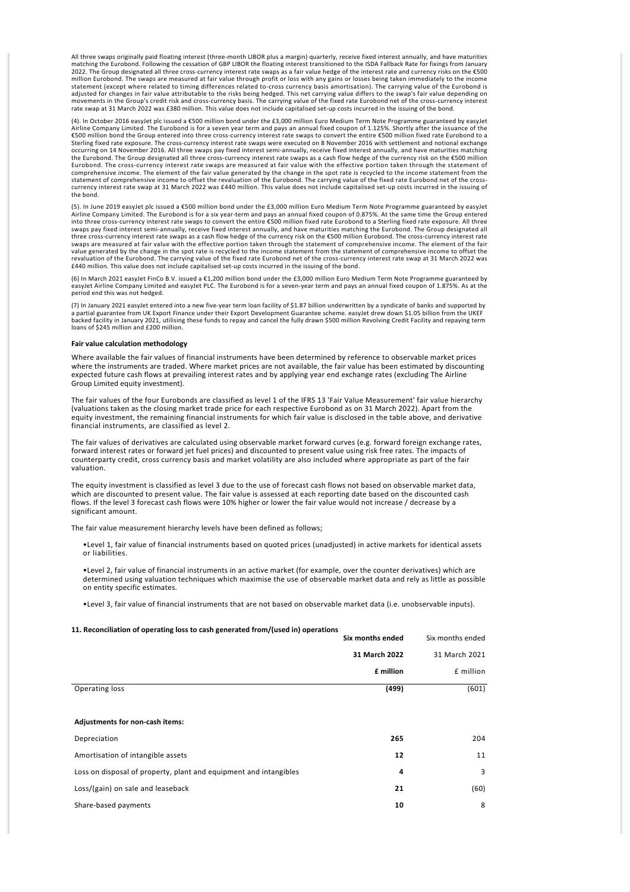All three swaps originally paid floating interest (three-month LIBOR plus a margin) quarterly, receive fixed interest annually, and have maturities matching the Eurobond. Following the cessation of GBP LIBOR the floating interest transitioned to the ISDA Fallback Rate for fixings from January 2022. The Group designated all three cross-currency interest rate swaps as a fair value hedge of the interest rate and currency risks on the €500 million Eurobond. The swaps are measured at fair value through profit or loss with any gains or losses being taken immediately to the income statement (except where related to timing differences related to-cross currency basis amortisation). The carrying value of the Eurobond is adjusted for changes in fair value attributable to the risks being hedged. This net carrying value differs to the swap's fair value depending on movements in the Group's credit risk and cross-currency basis. The carrying value of the fixed rate Eurobond net of the cross-currency interest rate swap at 31 March 2022 was £380 million. This value does not include capitalised set-up costs incurred in the issuing of the bond.

(4). In October 2016 easyJet plc issued a €500 million bond under the £3,000 million Euro Medium Term Note Programme guaranteed by easyJet Airline Company Limited. The Eurobond is for a seven year term and pays an annual fixed coupon of 1.125%. Shortly after the issuance of the €500 million bond the Group entered into three cross-currency interest rate swaps to convert the entire €500 million fixed rate Eurobond to a Sterling fixed rate exposure. The cross-currency interest rate swaps were executed on 8 November 2016 with settlement and notional exchange occurring on 14 November 2016. All three swaps pay fixed interest semi-annually, receive fixed interest annually, and have maturities matching the Eurobond. The Group designated all three cross-currency interest rate swaps as a cash flow hedge of the currency risk on the €500 million Eurobond. The cross-currency interest rate swaps are measured at fair value with the effective portion taken through the statement of comprehensive income. The element of the fair value generated by the change in the spot rate is recycled to the income statement from the statement of comprehensive income to offset the revaluation of the Eurobond. The carrying value of the fixed rate Eurobond net of the cross-currency interest rate swap at 31 March 2022 was £440 million. This value does not include capitalised set-up costs incurred in the issuing of the bond.

(5). In June 2019 easyJet plc issued a €500 million bond under the £3,000 million Euro Medium Term Note Programme guaranteed by easyJet Airline Company Limited. The Eurobond is for a six year-term and pays an annual fixed coupon of 0.875%. At the same time the Group entered into three cross-currency interest rate swaps to convert the entire €500 million fixed rate Eurobond to a Sterling fixed rate exposure. All three swaps pay fixed interest semi-annually, receive fixed interest annually, and have maturities matching the Eurobond. The Group designated all three cross-currency interest rate swaps as a cash flow hedge of the currency risk on the €500 million Eurobond. The cross-currency interest rate swaps are measured at fair value with the effective portion taken through the statement of comprehensive income. The element of the fair value generated by the change in the spot rate is recycled to the income statement from the statement of comprehensive income to offset the revaluation of the Eurobond. The carrying value of the fixed rate Eurobond net of the cross-currency interest rate swap at 31 March 2022 was £440 million. This value does not include capitalised set-up costs incurred in the issuing of the bond.

(6) In March 2021 easyJet FinCo B.V. issued a €1,200 million bond under the £3,000 million Euro Medium Term Note Programme guaranteed by easyJet Airline Company Limited and easyJet PLC. The Eurobond is for a seven-year term and pays an annual fixed coupon of 1.875%. As at the period end this was not hedged.

(7) In January 2021 easyJet entered into a new five-year term loan facility of $1.87 billion underwritten by a syndicate of banks and supported by a partial guarantee from UK Export Finance under their Export Development Guarantee scheme. easyJet drew down $1.05 billion from the UKEF backed facility in January 2021, utilising these funds to repay and cancel the fully drawn $500 million Revolving Credit Facility and repaying term loans of $245 million and $200 million.

#### Fair value calculation methodology

Where available the fair values of financial instruments have been determined by reference to observable market prices where the instruments are traded. Where market prices are not available, the fair value has been estimated by discounting expected future cash flows at prevailing interest rates and by applying year end exchange rates (excluding The Airline Group Limited equity investment).

The fair values of the four Eurobonds are classified as level 1 of the IFRS 13 'Fair Value Measurement' fair value hierarchy (valuations taken as the closing market trade price for each respective Eurobond as on 31 March 2022). Apart from the equity investment, the remaining financial instruments for which fair value is disclosed in the table above, and derivative financial instruments, are classified as level 2.

The fair values of derivatives are calculated using observable market forward curves (e.g. forward foreign exchange rates, forward interest rates or forward jet fuel prices) and discounted to present value using risk free rates. The impacts of counterparty credit, cross currency basis and market volatility are also included where appropriate as part of the fair valuation.

The equity investment is classified as level 3 due to the use of forecast cash flows not based on observable market data, which are discounted to present value. The fair value is assessed at each reporting date based on the discounted cash flows. If the level 3 forecast cash flows were 10% higher or lower the fair value would not increase / decrease by a significant amount.

The fair value measurement hierarchy levels have been defined as follows;

- Level 1, fair value of financial instruments based on quoted prices (unadjusted) in active markets for identical assets or liabilities.
- Level 2, fair value of financial instruments in an active market (for example, over the counter derivatives) which are determined using valuation techniques which maximise the use of observable market data and rely as little as possible on entity specific estimates.
- Level 3, fair value of financial instruments that are not based on observable market data (i.e. unobservable inputs).

#### 11. Reconciliation of operating loss to cash generated from/(used in) operations

| | **Six months ended** | Six months ended |
|---|---|---|
| | **31 March 2022** | 31 March 2021 |
| | **£ million** | £ million |
| Operating loss | **(499)** | (601) |
| | | |
| **Adjustments for non-cash items:** | | |
| Depreciation | **265** | 204 |
| Amortisation of intangible assets | **12** | 11 |
| Loss on disposal of property, plant and equipment and intangibles | **4** | 3 |
| Loss/(gain) on sale and leaseback | **21** | (60) |
| Share-based payments | **10** | 8 |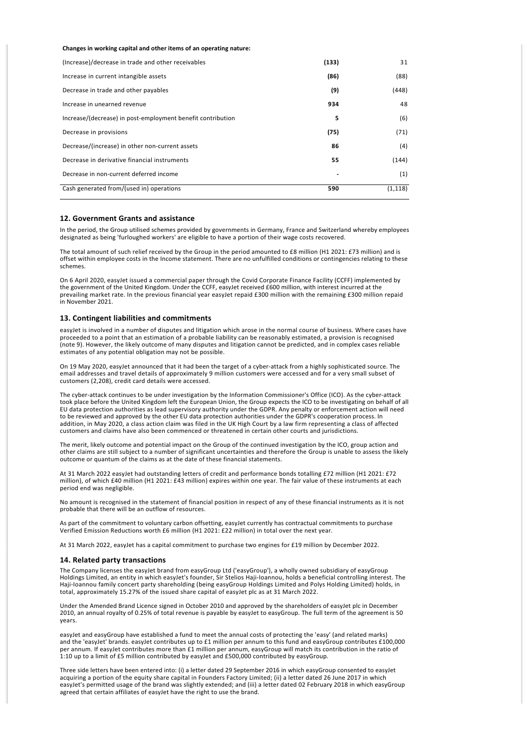**Changes in working capital and other items of an operating nature:**

| | | |
|---|---|---|
| (Increase)/decrease in trade and other receivables | **(133)** | 31 |
| Increase in current intangible assets | **(86)** | (88) |
| Decrease in trade and other payables | **(9)** | (448) |
| Increase in unearned revenue | **934** | 48 |
| Increase/(decrease) in post-employment benefit contribution | **5** | (6) |
| Decrease in provisions | **(75)** | (71) |
| Decrease/(increase) in other non-current assets | **86** | (4) |
| Decrease in derivative financial instruments | **55** | (144) |
| Decrease in non-current deferred income | **-** | (1) |
| Cash generated from/(used in) operations | **590** | (1,118) |

## 12. Government Grants and assistance

In the period, the Group utilised schemes provided by governments in Germany, France and Switzerland whereby employees designated as being 'furloughed workers' are eligible to have a portion of their wage costs recovered.

The total amount of such relief received by the Group in the period amounted to £8 million (H1 2021: £73 million) and is offset within employee costs in the Income statement. There are no unfulfilled conditions or contingencies relating to these schemes.

On 6 April 2020, easyJet issued a commercial paper through the Covid Corporate Finance Facility (CCFF) implemented by the government of the United Kingdom. Under the CCFF, easyJet received £600 million, with interest incurred at the prevailing market rate. In the previous financial year easyJet repaid £300 million with the remaining £300 million repaid in November 2021.

## 13. Contingent liabilities and commitments

easyJet is involved in a number of disputes and litigation which arose in the normal course of business. Where cases have proceeded to a point that an estimation of a probable liability can be reasonably estimated, a provision is recognised (note 9). However, the likely outcome of many disputes and litigation cannot be predicted, and in complex cases reliable estimates of any potential obligation may not be possible.

On 19 May 2020, easyJet announced that it had been the target of a cyber-attack from a highly sophisticated source. The email addresses and travel details of approximately 9 million customers were accessed and for a very small subset of customers (2,208), credit card details were accessed.

The cyber-attack continues to be under investigation by the Information Commissioner's Office (ICO). As the cyber-attack took place before the United Kingdom left the European Union, the Group expects the ICO to be investigating on behalf of all EU data protection authorities as lead supervisory authority under the GDPR. Any penalty or enforcement action will need to be reviewed and approved by the other EU data protection authorities under the GDPR's cooperation process. In addition, in May 2020, a class action claim was filed in the UK High Court by a law firm representing a class of affected customers and claims have also been commenced or threatened in certain other courts and jurisdictions.

The merit, likely outcome and potential impact on the Group of the continued investigation by the ICO, group action and other claims are still subject to a number of significant uncertainties and therefore the Group is unable to assess the likely outcome or quantum of the claims as at the date of these financial statements.

At 31 March 2022 easyJet had outstanding letters of credit and performance bonds totalling £72 million (H1 2021: £72 million), of which £40 million (H1 2021: £43 million) expires within one year. The fair value of these instruments at each period end was negligible.

No amount is recognised in the statement of financial position in respect of any of these financial instruments as it is not probable that there will be an outflow of resources.

As part of the commitment to voluntary carbon offsetting, easyJet currently has contractual commitments to purchase Verified Emission Reductions worth £6 million (H1 2021: £22 million) in total over the next year.

At 31 March 2022, easyJet has a capital commitment to purchase two engines for £19 million by December 2022.

## 14. Related party transactions

The Company licenses the easyJet brand from easyGroup Ltd ('easyGroup'), a wholly owned subsidiary of easyGroup Holdings Limited, an entity in which easyJet's founder, Sir Stelios Haji-Ioannou, holds a beneficial controlling interest. The Haji-Ioannou family concert party shareholding (being easyGroup Holdings Limited and Polys Holding Limited) holds, in total, approximately 15.27% of the issued share capital of easyJet plc as at 31 March 2022.

Under the Amended Brand Licence signed in October 2010 and approved by the shareholders of easyJet plc in December 2010, an annual royalty of 0.25% of total revenue is payable by easyJet to easyGroup. The full term of the agreement is 50 years.

easyJet and easyGroup have established a fund to meet the annual costs of protecting the 'easy' (and related marks) and the 'easyJet' brands. easyJet contributes up to £1 million per annum to this fund and easyGroup contributes £100,000 per annum. If easyJet contributes more than £1 million per annum, easyGroup will match its contribution in the ratio of 1:10 up to a limit of £5 million contributed by easyJet and £500,000 contributed by easyGroup.

Three side letters have been entered into: (i) a letter dated 29 September 2016 in which easyGroup consented to easyJet acquiring a portion of the equity share capital in Founders Factory Limited; (ii) a letter dated 26 June 2017 in which easyJet's permitted usage of the brand was slightly extended; and (iii) a letter dated 02 February 2018 in which easyGroup agreed that certain affiliates of easyJet have the right to use the brand.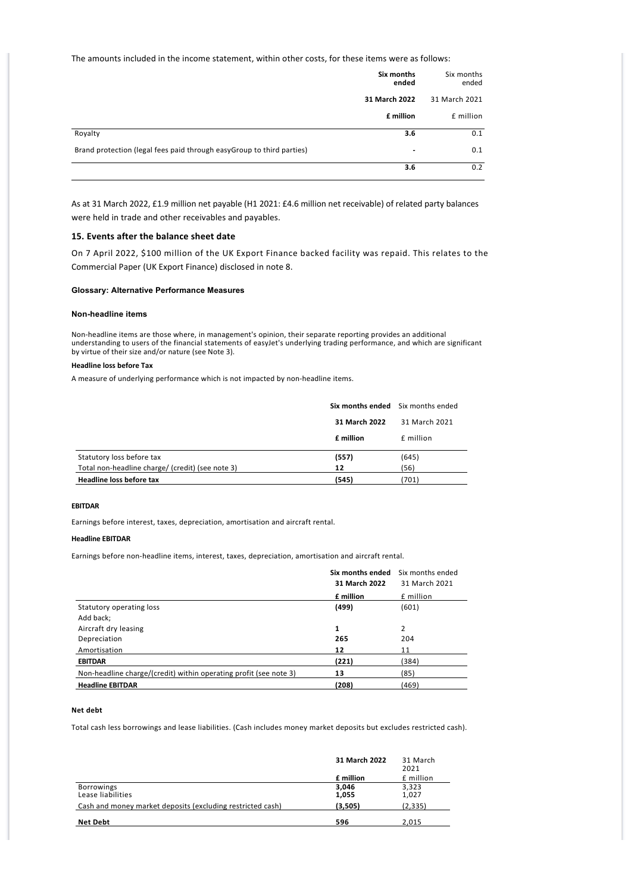The amounts included in the income statement, within other costs, for these items were as follows:

| | **Six months ended** | Six months ended |
|---|---|---|
| | **31 March 2022** | 31 March 2021 |
| | **£ million** | £ million |
| Royalty | **3.6** | 0.1 |
| Brand protection (legal fees paid through easyGroup to third parties) | **-** | 0.1 |
| | **3.6** | 0.2 |

As at 31 March 2022, £1.9 million net payable (H1 2021: £4.6 million net receivable) of related party balances were held in trade and other receivables and payables.

### 15. Events after the balance sheet date

On 7 April 2022, $100 million of the UK Export Finance backed facility was repaid. This relates to the Commercial Paper (UK Export Finance) disclosed in note 8.

## Glossary: Alternative Performance Measures

### Non-headline items

Non-headline items are those where, in management's opinion, their separate reporting provides an additional understanding to users of the financial statements of easyJet's underlying trading performance, and which are significant by virtue of their size and/or nature (see Note 3).

**Headline loss before Tax**

A measure of underlying performance which is not impacted by non-headline items.

| | **Six months ended** | Six months ended |
|---|---|---|
| | **31 March 2022** | 31 March 2021 |
| | **£ million** | £ million |
| Statutory loss before tax | **(557)** | (645) |
| Total non-headline charge/ (credit) (see note 3) | **12** | (56) |
| **Headline loss before tax** | **(545)** | (701) |

**EBITDAR**

Earnings before interest, taxes, depreciation, amortisation and aircraft rental.

**Headline EBITDAR**

Earnings before non-headline items, interest, taxes, depreciation, amortisation and aircraft rental.

| | **Six months ended 31 March 2022** | Six months ended 31 March 2021 |
|---|---|---|
| | **£ million** | £ million |
| Statutory operating loss | **(499)** | (601) |
| Add back; | | |
| Aircraft dry leasing | **1** | 2 |
| Depreciation | **265** | 204 |
| Amortisation | **12** | 11 |
| **EBITDAR** | **(221)** | (384) |
| Non-headline charge/(credit) within operating profit (see note 3) | **13** | (85) |
| **Headline EBITDAR** | **(208)** | (469) |

**Net debt**

Total cash less borrowings and lease liabilities. (Cash includes money market deposits but excludes restricted cash).

| | **31 March 2022** | 31 March 2021 |
|---|---|---|
| | **£ million** | £ million |
| Borrowings | **3,046** | 3,323 |
| Lease liabilities | **1,055** | 1,027 |
| Cash and money market deposits (excluding restricted cash) | **(3,505)** | (2,335) |
| **Net Debt** | **596** | 2,015 |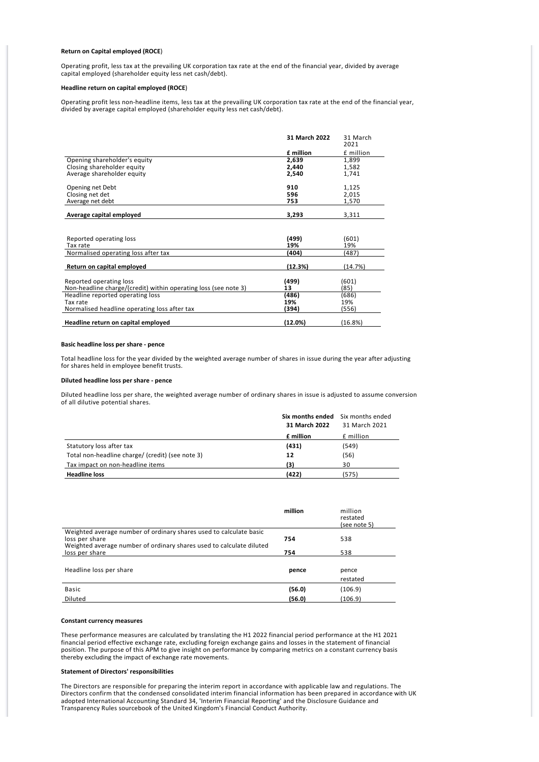**Return on Capital employed (ROCE)**

Operating profit, less tax at the prevailing UK corporation tax rate at the end of the financial year, divided by average capital employed (shareholder equity less net cash/debt).

**Headline return on capital employed (ROCE)**

Operating profit less non-headline items, less tax at the prevailing UK corporation tax rate at the end of the financial year, divided by average capital employed (shareholder equity less net cash/debt).

| | **31 March 2022** | 31 March 2021 |
|---|---|---|
| | **£ million** | £ million |
| Opening shareholder's equity | **2,639** | 1,899 |
| Closing shareholder equity | **2,440** | 1,582 |
| Average shareholder equity | **2,540** | 1,741 |
| Opening net Debt | **910** | 1,125 |
| Closing net det | **596** | 2,015 |
| Average net debt | **753** | 1,570 |
| **Average capital employed** | **3,293** | 3,311 |
| Reported operating loss | **(499)** | (601) |
| Tax rate | **19%** | 19% |
| Normalised operating loss after tax | **(404)** | (487) |
| **Return on capital employed** | **(12.3%)** | (14.7%) |
| Reported operating loss | **(499)** | (601) |
| Non-headline charge/(credit) within operating loss (see note 3) | **13** | (85) |
| Headline reported operating loss | **(486)** | (686) |
| Tax rate | **19%** | 19% |
| Normalised headline operating loss after tax | **(394)** | (556) |
| **Headline return on capital employed** | **(12.0%)** | (16.8%) |

**Basic headline loss per share - pence**

Total headline loss for the year divided by the weighted average number of shares in issue during the year after adjusting for shares held in employee benefit trusts.

**Diluted headline loss per share - pence**

Diluted headline loss per share, the weighted average number of ordinary shares in issue is adjusted to assume conversion of all dilutive potential shares.

| | **Six months ended 31 March 2022** | Six months ended 31 March 2021 |
|---|---|---|
| | **£ million** | £ million |
| Statutory loss after tax | **(431)** | (549) |
| Total non-headline charge/ (credit) (see note 3) | **12** | (56) |
| Tax impact on non-headline items | **(3)** | 30 |
| **Headline loss** | **(422)** | (575) |

| | **million** | million restated (see note 5) |
|---|---|---|
| Weighted average number of ordinary shares used to calculate basic loss per share | **754** | 538 |
| Weighted average number of ordinary shares used to calculate diluted loss per share | **754** | 538 |
| Headline loss per share | **pence** | pence restated |
| Basic | **(56.0)** | (106.9) |
| Diluted | **(56.0)** | (106.9) |

**Constant currency measures**

These performance measures are calculated by translating the H1 2022 financial period performance at the H1 2021 financial period effective exchange rate, excluding foreign exchange gains and losses in the statement of financial position. The purpose of this APM to give insight on performance by comparing metrics on a constant currency basis thereby excluding the impact of exchange rate movements.

**Statement of Directors' responsibilities**

The Directors are responsible for preparing the interim report in accordance with applicable law and regulations. The Directors confirm that the condensed consolidated interim financial information has been prepared in accordance with UK adopted International Accounting Standard 34, 'Interim Financial Reporting' and the Disclosure Guidance and Transparency Rules sourcebook of the United Kingdom's Financial Conduct Authority.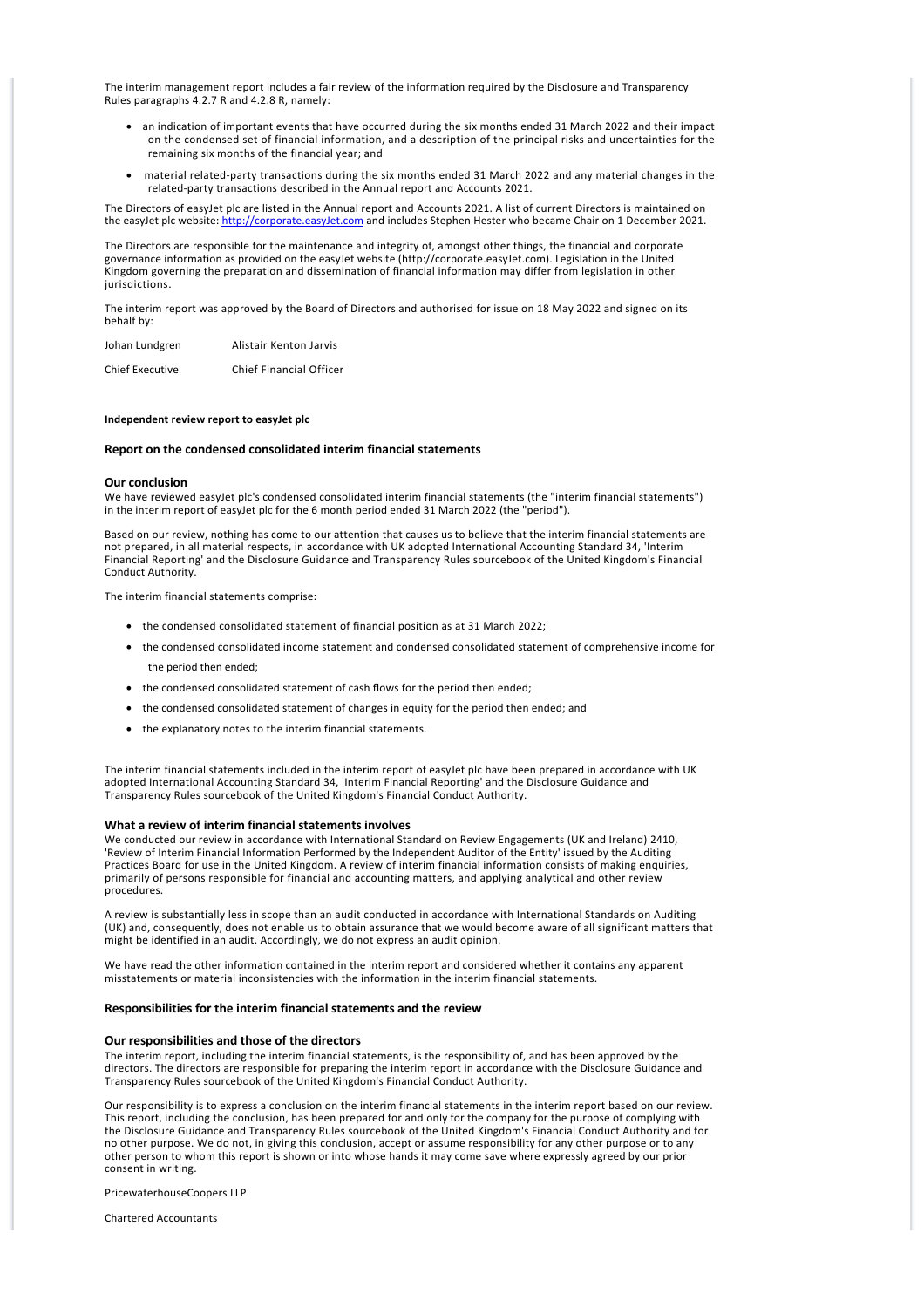The interim management report includes a fair review of the information required by the Disclosure and Transparency Rules paragraphs 4.2.7 R and 4.2.8 R, namely:

- an indication of important events that have occurred during the six months ended 31 March 2022 and their impact on the condensed set of financial information, and a description of the principal risks and uncertainties for the remaining six months of the financial year; and
- material related-party transactions during the six months ended 31 March 2022 and any material changes in the related-party transactions described in the Annual report and Accounts 2021.

The Directors of easyJet plc are listed in the Annual report and Accounts 2021. A list of current Directors is maintained on the easyJet plc website: http://corporate.easyJet.com and includes Stephen Hester who became Chair on 1 December 2021.

The Directors are responsible for the maintenance and integrity of, amongst other things, the financial and corporate governance information as provided on the easyJet website (http://corporate.easyJet.com). Legislation in the United Kingdom governing the preparation and dissemination of financial information may differ from legislation in other jurisdictions.

The interim report was approved by the Board of Directors and authorised for issue on 18 May 2022 and signed on its behalf by:

| Johan Lundgren | Alistair Kenton Jarvis |
|---|---|
| Chief Executive | Chief Financial Officer |

**Independent review report to easyJet plc**

## Report on the condensed consolidated interim financial statements

### Our conclusion

We have reviewed easyJet plc's condensed consolidated interim financial statements (the "interim financial statements") in the interim report of easyJet plc for the 6 month period ended 31 March 2022 (the "period").

Based on our review, nothing has come to our attention that causes us to believe that the interim financial statements are not prepared, in all material respects, in accordance with UK adopted International Accounting Standard 34, 'Interim Financial Reporting' and the Disclosure Guidance and Transparency Rules sourcebook of the United Kingdom's Financial Conduct Authority.

The interim financial statements comprise:

- the condensed consolidated statement of financial position as at 31 March 2022;
- the condensed consolidated income statement and condensed consolidated statement of comprehensive income for the period then ended;
- the condensed consolidated statement of cash flows for the period then ended;
- the condensed consolidated statement of changes in equity for the period then ended; and
- the explanatory notes to the interim financial statements.

The interim financial statements included in the interim report of easyJet plc have been prepared in accordance with UK adopted International Accounting Standard 34, 'Interim Financial Reporting' and the Disclosure Guidance and Transparency Rules sourcebook of the United Kingdom's Financial Conduct Authority.

### What a review of interim financial statements involves

We conducted our review in accordance with International Standard on Review Engagements (UK and Ireland) 2410, 'Review of Interim Financial Information Performed by the Independent Auditor of the Entity' issued by the Auditing Practices Board for use in the United Kingdom. A review of interim financial information consists of making enquiries, primarily of persons responsible for financial and accounting matters, and applying analytical and other review procedures.

A review is substantially less in scope than an audit conducted in accordance with International Standards on Auditing (UK) and, consequently, does not enable us to obtain assurance that we would become aware of all significant matters that might be identified in an audit. Accordingly, we do not express an audit opinion.

We have read the other information contained in the interim report and considered whether it contains any apparent misstatements or material inconsistencies with the information in the interim financial statements.

## Responsibilities for the interim financial statements and the review

### Our responsibilities and those of the directors

The interim report, including the interim financial statements, is the responsibility of, and has been approved by the directors. The directors are responsible for preparing the interim report in accordance with the Disclosure Guidance and Transparency Rules sourcebook of the United Kingdom's Financial Conduct Authority.

Our responsibility is to express a conclusion on the interim financial statements in the interim report based on our review. This report, including the conclusion, has been prepared for and only for the company for the purpose of complying with the Disclosure Guidance and Transparency Rules sourcebook of the United Kingdom's Financial Conduct Authority and for no other purpose. We do not, in giving this conclusion, accept or assume responsibility for any other purpose or to any other person to whom this report is shown or into whose hands it may come save where expressly agreed by our prior consent in writing.

PricewaterhouseCoopers LLP

Chartered Accountants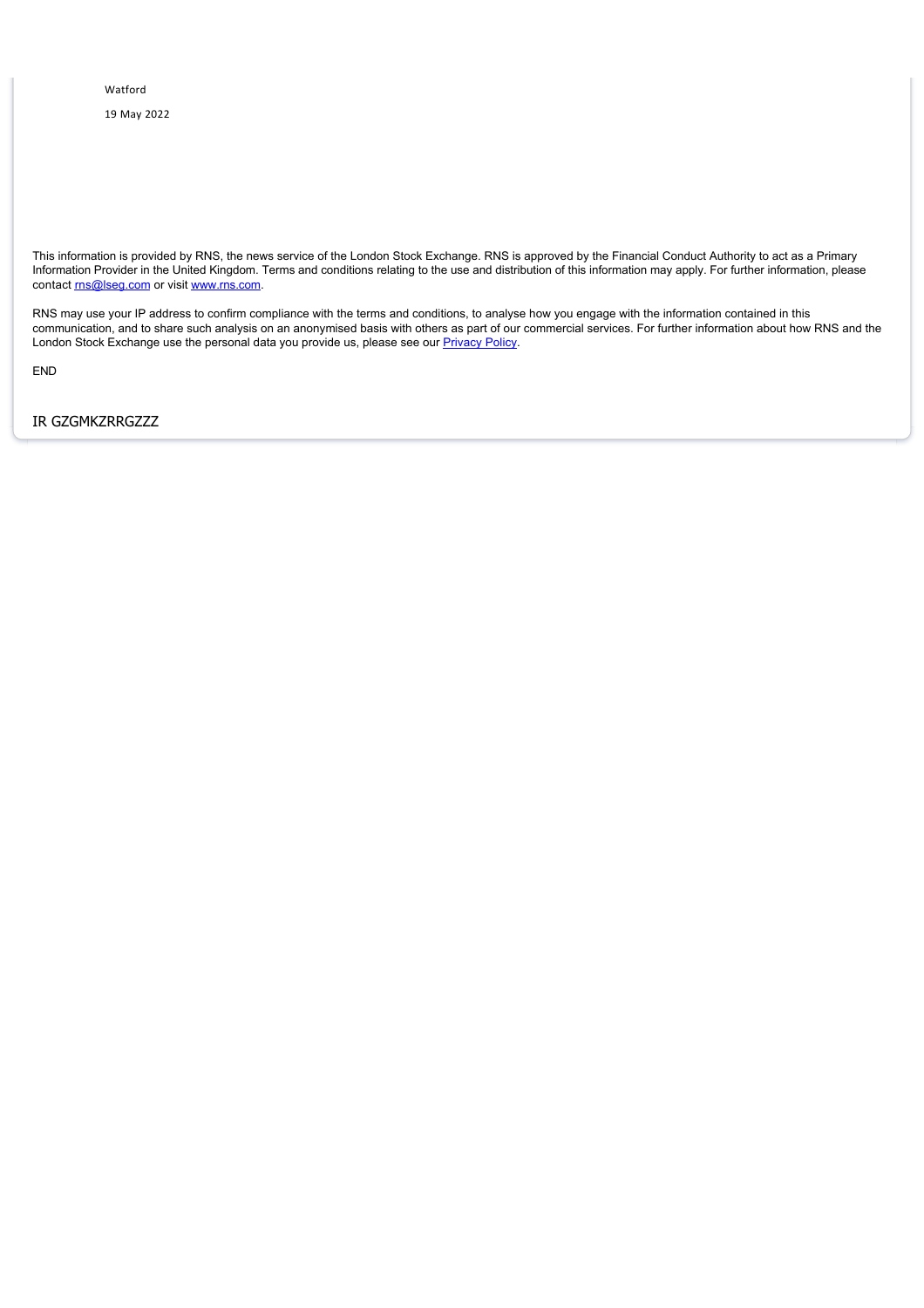Watford

19 May 2022

This information is provided by RNS, the news service of the London Stock Exchange. RNS is approved by the Financial Conduct Authority to act as a Primary Information Provider in the United Kingdom. Terms and conditions relating to the use and distribution of this information may apply. For further information, please contact rns@lseg.com or visit www.rns.com.

RNS may use your IP address to confirm compliance with the terms and conditions, to analyse how you engage with the information contained in this communication, and to share such analysis on an anonymised basis with others as part of our commercial services. For further information about how RNS and the London Stock Exchange use the personal data you provide us, please see our Privacy Policy.

END

IR GZGMKZRRGZZZ